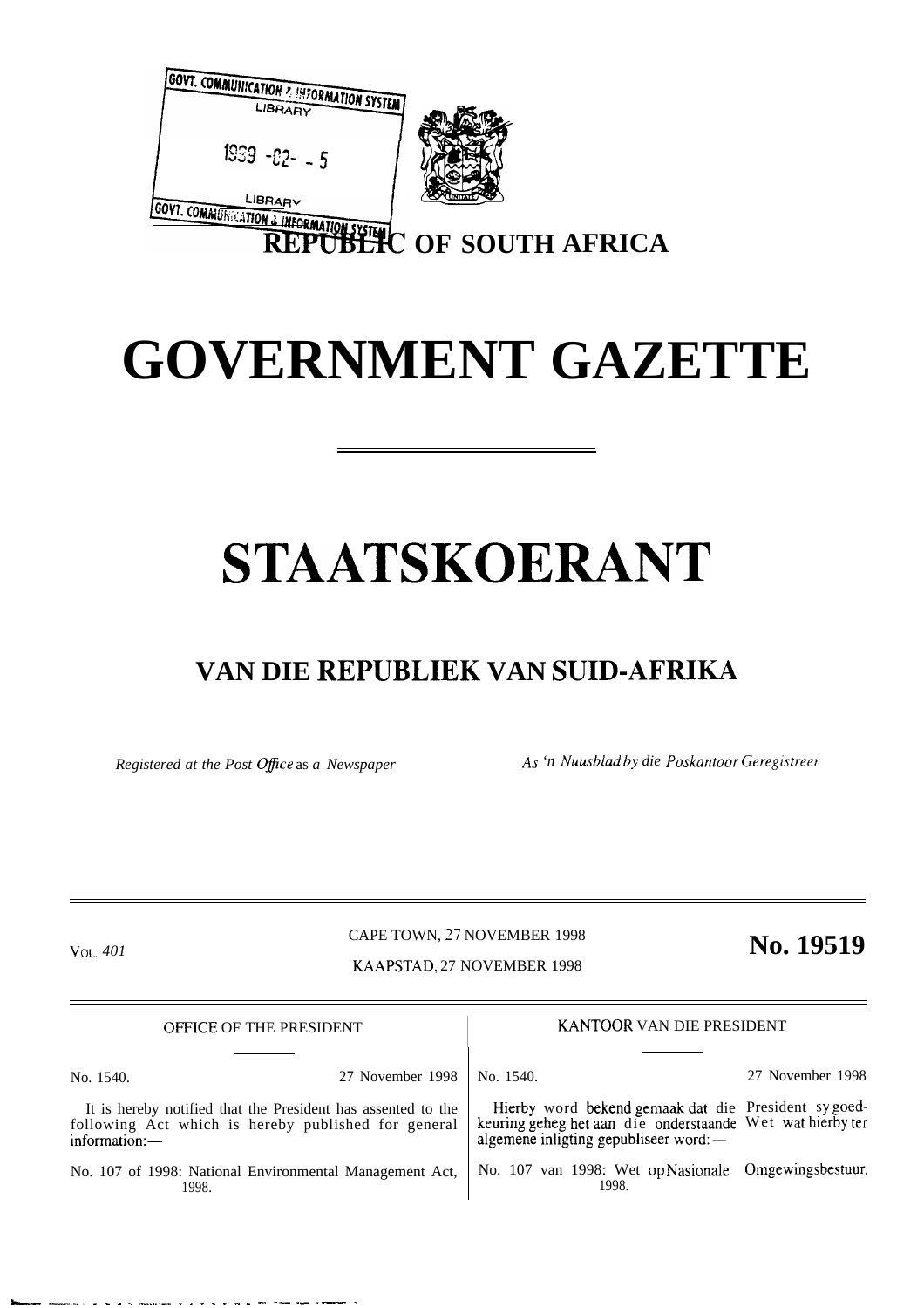GOVT. COMMUNICATION & INFORMATION SYSTEM
LIBRARY
1999 -02- - 5
LIBRARY
GOVT. COMMUNICATION & INFORMATION SYSTEM

**REPUBLIC OF SOUTH AFRICA**

# GOVERNMENT GAZETTE

# STAATSKOERANT

## VAN DIE REPUBLIEK VAN SUID-AFRIKA

*Registered at the Post Office as a Newspaper*

*As 'n Nuusblad by die Poskantoor Geregistreer*

VOL. 401

CAPE TOWN, 27 NOVEMBER 1998

KAAPSTAD, 27 NOVEMBER 1998

**No. 19519**

OFFICE OF THE PRESIDENT

No. 1540. 27 November 1998

It is hereby notified that the President has assented to the following Act which is hereby published for general information:—

No. 107 of 1998: National Environmental Management Act, 1998.

KANTOOR VAN DIE PRESIDENT

No. 1540. 27 November 1998

Hierby word bekend gemaak dat die President sy goedkeuring geheg het aan die onderstaande Wet wat hierby ter algemene inligting gepubliseer word:—

No. 107 van 1998: Wet op Nasionale Omgewingsbestuur, 1998.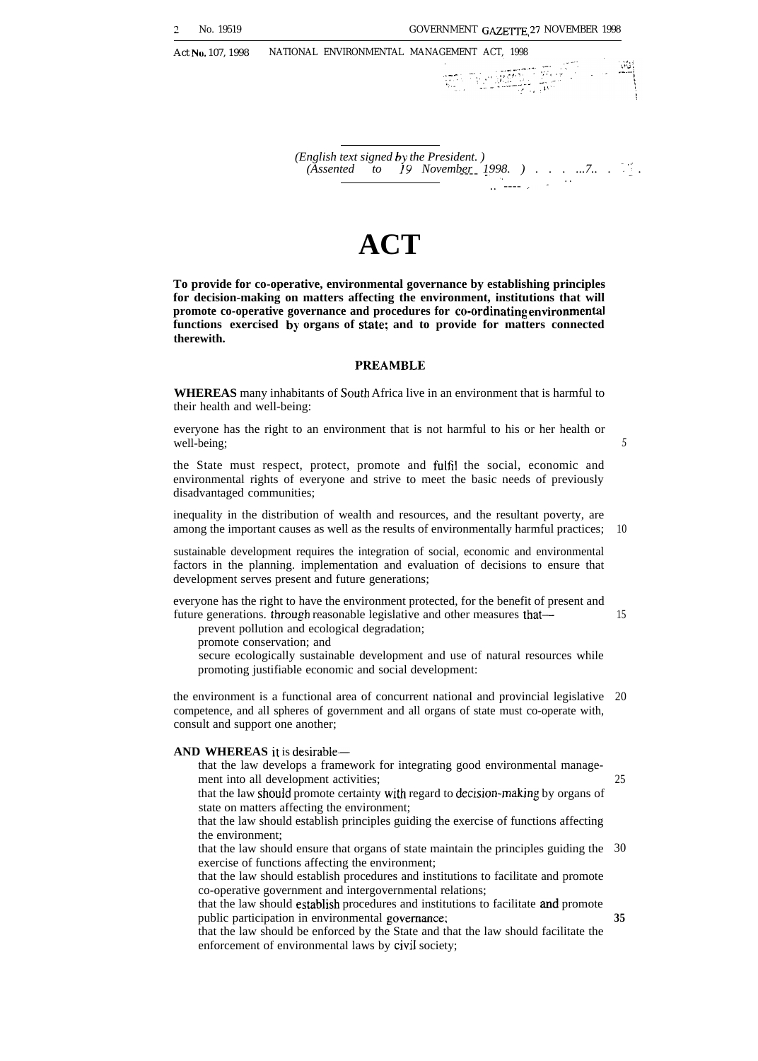(English text signed by the President.)
(Assented to 19 November 1998.)

# ACT

**To provide for co-operative, environmental governance by establishing principles for decision-making on matters affecting the environment, institutions that will promote co-operative governance and procedures for co-ordinating environmental functions exercised by organs of state; and to provide for matters connected therewith.**

## PREAMBLE

**WHEREAS** many inhabitants of South Africa live in an environment that is harmful to their health and well-being:

everyone has the right to an environment that is not harmful to his or her health or well-being;

the State must respect, protect, promote and fulfil the social, economic and environmental rights of everyone and strive to meet the basic needs of previously disadvantaged communities;

inequality in the distribution of wealth and resources, and the resultant poverty, are among the important causes as well as the results of environmentally harmful practices;

sustainable development requires the integration of social, economic and environmental factors in the planning. implementation and evaluation of decisions to ensure that development serves present and future generations;

everyone has the right to have the environment protected, for the benefit of present and future generations. through reasonable legislative and other measures that—

prevent pollution and ecological degradation;
promote conservation; and
secure ecologically sustainable development and use of natural resources while promoting justifiable economic and social development:

the environment is a functional area of concurrent national and provincial legislative competence, and all spheres of government and all organs of state must co-operate with, consult and support one another;

**AND WHEREAS** it is desirable—

that the law develops a framework for integrating good environmental management into all development activities;
that the law should promote certainty with regard to decision-making by organs of state on matters affecting the environment;
that the law should establish principles guiding the exercise of functions affecting the environment;
that the law should ensure that organs of state maintain the principles guiding the exercise of functions affecting the environment;
that the law should establish procedures and institutions to facilitate and promote co-operative government and intergovernmental relations;
that the law should establish procedures and institutions to facilitate and promote public participation in environmental governance;
that the law should be enforced by the State and that the law should facilitate the enforcement of environmental laws by civil society;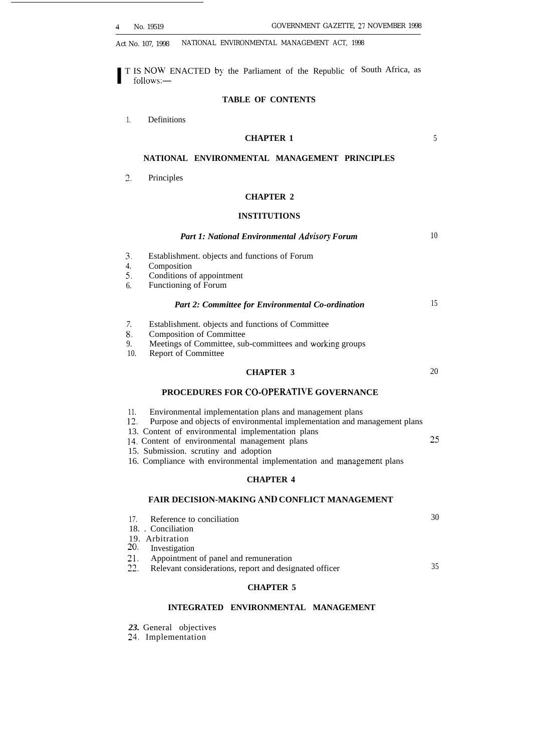IT IS NOW ENACTED by the Parliament of the Republic of South Africa, as follows:—

## TABLE OF CONTENTS

1. Definitions

### CHAPTER 1

### NATIONAL ENVIRONMENTAL MANAGEMENT PRINCIPLES

2. Principles

### CHAPTER 2

### INSTITUTIONS

#### *Part 1: National Environmental Advisory Forum*

3. Establishment. objects and functions of Forum
4. Composition
5. Conditions of appointment
6. Functioning of Forum

#### *Part 2: Committee for Environmental Co-ordination*

7. Establishment. objects and functions of Committee
8. Composition of Committee
9. Meetings of Committee, sub-committees and working groups
10. Report of Committee

### CHAPTER 3

### PROCEDURES FOR CO-OPERATIVE GOVERNANCE

11. Environmental implementation plans and management plans
12. Purpose and objects of environmental implementation and management plans
13. Content of environmental implementation plans
14. Content of environmental management plans
15. Submission. scrutiny and adoption
16. Compliance with environmental implementation and management plans

### CHAPTER 4

### FAIR DECISION-MAKING AND CONFLICT MANAGEMENT

17. Reference to conciliation
18. Conciliation
19. Arbitration
20. Investigation
21. Appointment of panel and remuneration
22. Relevant considerations, report and designated officer

### CHAPTER 5

### INTEGRATED ENVIRONMENTAL MANAGEMENT

23. General objectives
24. Implementation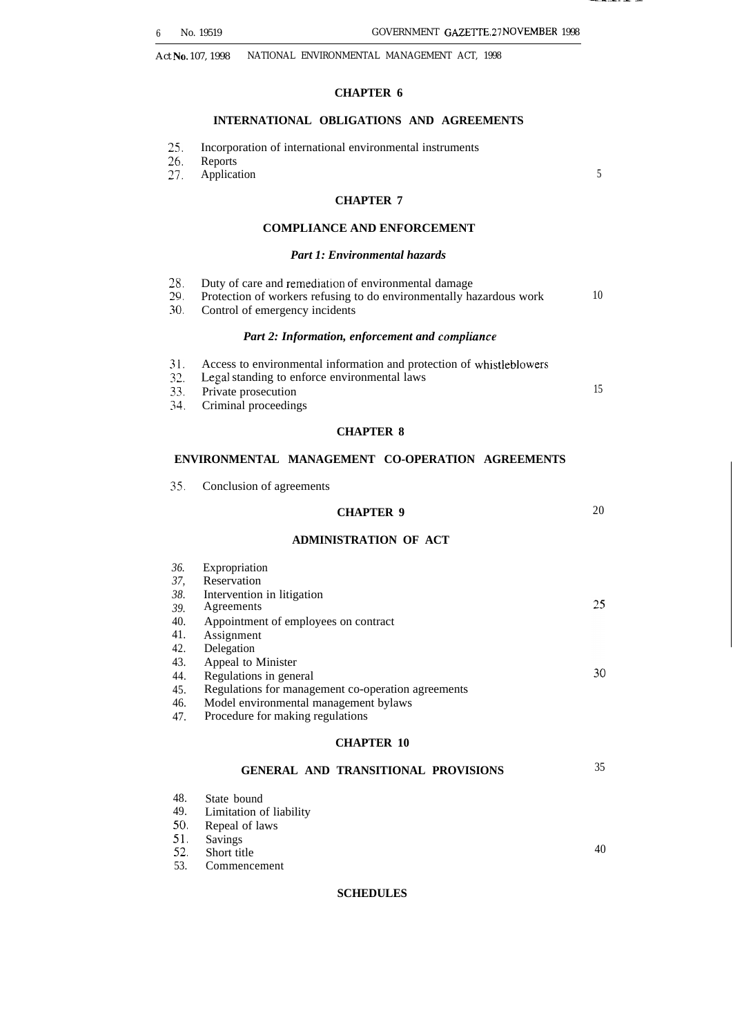## CHAPTER 6

## INTERNATIONAL OBLIGATIONS AND AGREEMENTS

25. Incorporation of international environmental instruments
26. Reports
27. Application

## CHAPTER 7

## COMPLIANCE AND ENFORCEMENT

### *Part 1: Environmental hazards*

28. Duty of care and remediation of environmental damage
29. Protection of workers refusing to do environmentally hazardous work
30. Control of emergency incidents

### *Part 2: Information, enforcement and compliance*

31. Access to environmental information and protection of whistleblowers
32. Legal standing to enforce environmental laws
33. Private prosecution
34. Criminal proceedings

## CHAPTER 8

## ENVIRONMENTAL MANAGEMENT CO-OPERATION AGREEMENTS

35. Conclusion of agreements

## CHAPTER 9

## ADMINISTRATION OF ACT

36. Expropriation
37. Reservation
38. Intervention in litigation
39. Agreements
40. Appointment of employees on contract
41. Assignment
42. Delegation
43. Appeal to Minister
44. Regulations in general
45. Regulations for management co-operation agreements
46. Model environmental management bylaws
47. Procedure for making regulations

## CHAPTER 10

## GENERAL AND TRANSITIONAL PROVISIONS

48. State bound
49. Limitation of liability
50. Repeal of laws
51. Savings
52. Short title
53. Commencement

## SCHEDULES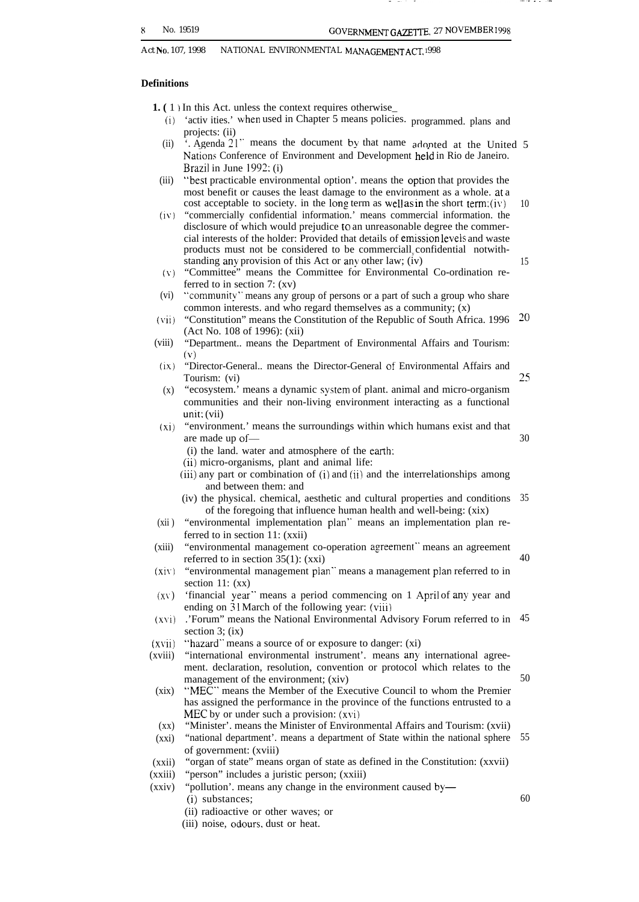## Definitions

**1.** (1) In this Act. unless the context requires otherwise_

(i) 'activ ities.' when used in Chapter 5 means policies. programmed. plans and projects: (ii)

(ii) '. Agenda 21'' means the document by that name adopted at the United Nations Conference of Environment and Development held in Rio de Janeiro. Brazil in June 1992: (i)

(iii) ''best practicable environmental option'. means the option that provides the most benefit or causes the least damage to the environment as a whole. at a cost acceptable to society. in the long term as well as in the short term: (iv)

(iv) "commercially confidential information.' means commercial information. the disclosure of which would prejudice to an unreasonable degree the commercial interests of the holder: Provided that details of emission levels and waste products must not be considered to be commerciall, confidential notwithstanding any provision of this Act or any other law; (iv)

(v) "Committee" means the Committee for Environmental Co-ordination referred to in section 7: (xv)

(vi) ''community'' means any group of persons or a part of such a group who share common interests. and who regard themselves as a community; (x)

(vii) "Constitution" means the Constitution of the Republic of South Africa. 1996 (Act No. 108 of 1996): (xii)

(viii) "Department.. means the Department of Environmental Affairs and Tourism: (v)

(ix) "Director-General.. means the Director-General of Environmental Affairs and Tourism: (vi)

(x) "ecosystem.' means a dynamic system of plant. animal and micro-organism communities and their non-living environment interacting as a functional unit: (vii)

(xi) "environment.' means the surroundings within which humans exist and that are made up of—

(i) the land. water and atmosphere of the earth:

(ii) micro-organisms, plant and animal life:

(iii) any part or combination of (i) and (ii) and the interrelationships among and between them: and

(iv) the physical. chemical, aesthetic and cultural properties and conditions of the foregoing that influence human health and well-being: (xix)

(xii) "environmental implementation plan'' means an implementation plan referred to in section 11: (xxii)

(xiii) "environmental management co-operation agreement'' means an agreement referred to in section 35(1): (xxi)

(xiv) "environmental management plan'' means a management plan referred to in section 11: (xx)

(xv) 'financial year'' means a period commencing on 1 April of any year and ending on 31 March of the following year: (viii)

(xvi) .'Forum" means the National Environmental Advisory Forum referred to in section 3; (ix)

(xvii) ''hazard'' means a source of or exposure to danger: (xi)

(xviii) "international environmental instrument'. means any international agreement. declaration, resolution, convention or protocol which relates to the management of the environment; (xiv)

(xix) ''MEC'' means the Member of the Executive Council to whom the Premier has assigned the performance in the province of the functions entrusted to a MEC by or under such a provision: (xvi)

(xx) "Minister'. means the Minister of Environmental Affairs and Tourism: (xvii)

(xxi) "national department'. means a department of State within the national sphere of government: (xviii)

(xxii) "organ of state" means organ of state as defined in the Constitution: (xxvii)

(xxiii) "person" includes a juristic person; (xxiii)

(xxiv) "pollution'. means any change in the environment caused by—

(i) substances;

(ii) radioactive or other waves; or

(iii) noise, odours, dust or heat.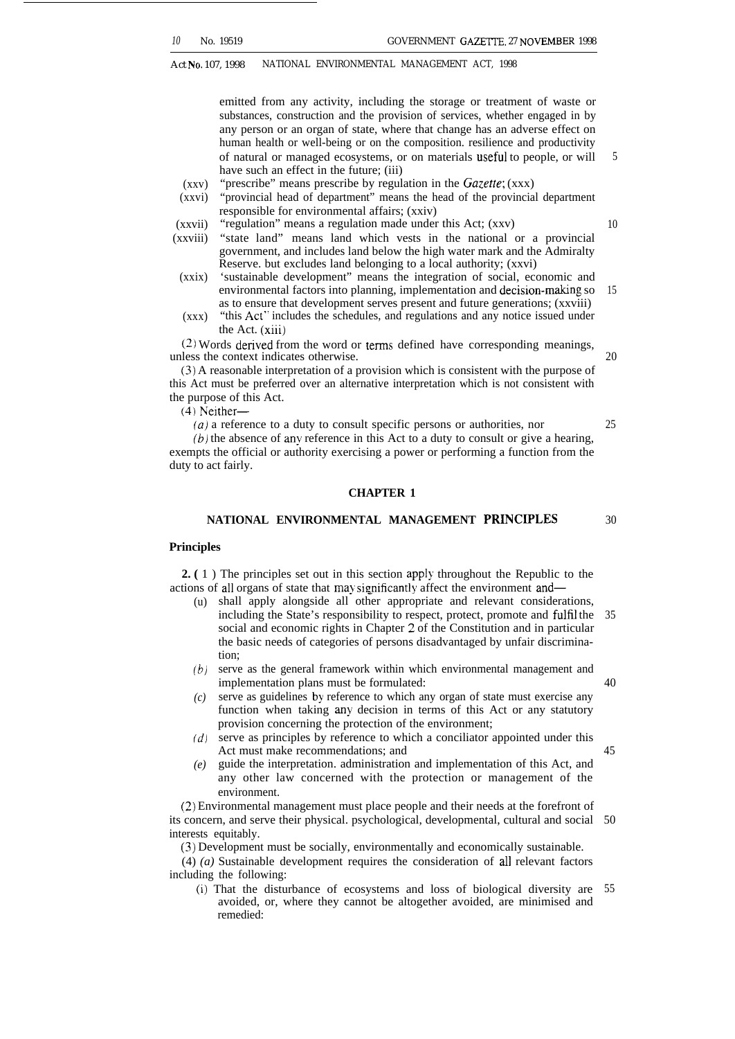emitted from any activity, including the storage or treatment of waste or substances, construction and the provision of services, whether engaged in by any person or an organ of state, where that change has an adverse effect on human health or well-being or on the composition. resilience and productivity of natural or managed ecosystems, or on materials useful to people, or will have such an effect in the future; (iii)

(xxv) "prescribe" means prescribe by regulation in the *Gazette*; (xxx)

(xxvi) "provincial head of department" means the head of the provincial department responsible for environmental affairs; (xxiv)

(xxvii) "regulation" means a regulation made under this Act; (xxv)

(xxviii) "state land" means land which vests in the national or a provincial government, and includes land below the high water mark and the Admiralty Reserve. but excludes land belonging to a local authority; (xxvi)

(xxix) 'sustainable development" means the integration of social, economic and environmental factors into planning, implementation and decision-making so as to ensure that development serves present and future generations; (xxviii)

(xxx) "this Act" includes the schedules, and regulations and any notice issued under the Act. (xiii)

(2) Words derived from the word or terms defined have corresponding meanings, unless the context indicates otherwise.

(3) A reasonable interpretation of a provision which is consistent with the purpose of this Act must be preferred over an alternative interpretation which is not consistent with the purpose of this Act.

(4) Neither—

*(a)* a reference to a duty to consult specific persons or authorities, nor

*(b)* the absence of any reference in this Act to a duty to consult or give a hearing,

exempts the official or authority exercising a power or performing a function from the duty to act fairly.

## CHAPTER 1

## NATIONAL ENVIRONMENTAL MANAGEMENT PRINCIPLES

### Principles

**2.** (1) The principles set out in this section apply throughout the Republic to the actions of all organs of state that may significantly affect the environment and—

*(a)* shall apply alongside all other appropriate and relevant considerations, including the State's responsibility to respect, protect, promote and fulfil the social and economic rights in Chapter 2 of the Constitution and in particular the basic needs of categories of persons disadvantaged by unfair discrimination;

*(b)* serve as the general framework within which environmental management and implementation plans must be formulated:

*(c)* serve as guidelines by reference to which any organ of state must exercise any function when taking any decision in terms of this Act or any statutory provision concerning the protection of the environment;

*(d)* serve as principles by reference to which a conciliator appointed under this Act must make recommendations; and

*(e)* guide the interpretation. administration and implementation of this Act, and any other law concerned with the protection or management of the environment.

(2) Environmental management must place people and their needs at the forefront of its concern, and serve their physical. psychological, developmental, cultural and social interests equitably.

(3) Development must be socially, environmentally and economically sustainable.

(4) *(a)* Sustainable development requires the consideration of all relevant factors including the following:

(i) That the disturbance of ecosystems and loss of biological diversity are avoided, or, where they cannot be altogether avoided, are minimised and remedied: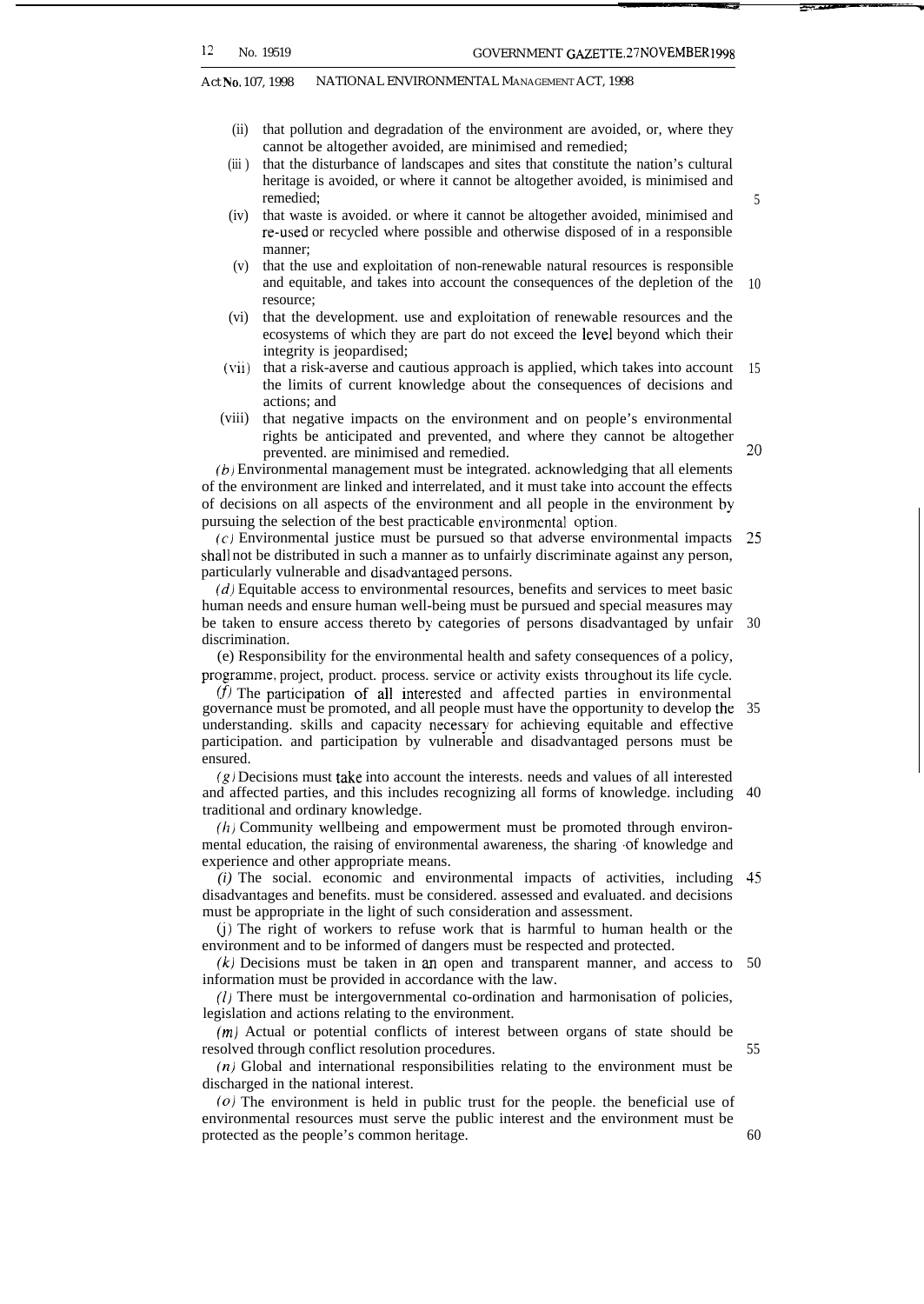(ii) that pollution and degradation of the environment are avoided, or, where they cannot be altogether avoided, are minimised and remedied;

(iii) that the disturbance of landscapes and sites that constitute the nation's cultural heritage is avoided, or where it cannot be altogether avoided, is minimised and remedied;

(iv) that waste is avoided. or where it cannot be altogether avoided, minimised and re-used or recycled where possible and otherwise disposed of in a responsible manner;

(v) that the use and exploitation of non-renewable natural resources is responsible and equitable, and takes into account the consequences of the depletion of the resource;

(vi) that the development. use and exploitation of renewable resources and the ecosystems of which they are part do not exceed the level beyond which their integrity is jeopardised;

(vii) that a risk-averse and cautious approach is applied, which takes into account the limits of current knowledge about the consequences of decisions and actions; and

(viii) that negative impacts on the environment and on people's environmental rights be anticipated and prevented, and where they cannot be altogether prevented. are minimised and remedied.

*(b)* Environmental management must be integrated. acknowledging that all elements of the environment are linked and interrelated, and it must take into account the effects of decisions on all aspects of the environment and all people in the environment by pursuing the selection of the best practicable environmental option.

*(c)* Environmental justice must be pursued so that adverse environmental impacts shall not be distributed in such a manner as to unfairly discriminate against any person, particularly vulnerable and disadvantaged persons.

*(d)* Equitable access to environmental resources, benefits and services to meet basic human needs and ensure human well-being must be pursued and special measures may be taken to ensure access thereto by categories of persons disadvantaged by unfair discrimination.

(e) Responsibility for the environmental health and safety consequences of a policy, programme, project, product. process. service or activity exists throughout its life cycle.

*(f)* The participation of all interested and affected parties in environmental governance must be promoted, and all people must have the opportunity to develop the understanding. skills and capacity necessary for achieving equitable and effective participation. and participation by vulnerable and disadvantaged persons must be ensured.

*(g)* Decisions must take into account the interests. needs and values of all interested and affected parties, and this includes recognizing all forms of knowledge. including traditional and ordinary knowledge.

*(h)* Community wellbeing and empowerment must be promoted through environmental education, the raising of environmental awareness, the sharing of knowledge and experience and other appropriate means.

*(i)* The social. economic and environmental impacts of activities, including disadvantages and benefits. must be considered. assessed and evaluated. and decisions must be appropriate in the light of such consideration and assessment.

*(j)* The right of workers to refuse work that is harmful to human health or the environment and to be informed of dangers must be respected and protected.

*(k)* Decisions must be taken in an open and transparent manner, and access to information must be provided in accordance with the law.

*(l)* There must be intergovernmental co-ordination and harmonisation of policies, legislation and actions relating to the environment.

*(m)* Actual or potential conflicts of interest between organs of state should be resolved through conflict resolution procedures.

*(n)* Global and international responsibilities relating to the environment must be discharged in the national interest.

*(o)* The environment is held in public trust for the people. the beneficial use of environmental resources must serve the public interest and the environment must be protected as the people's common heritage.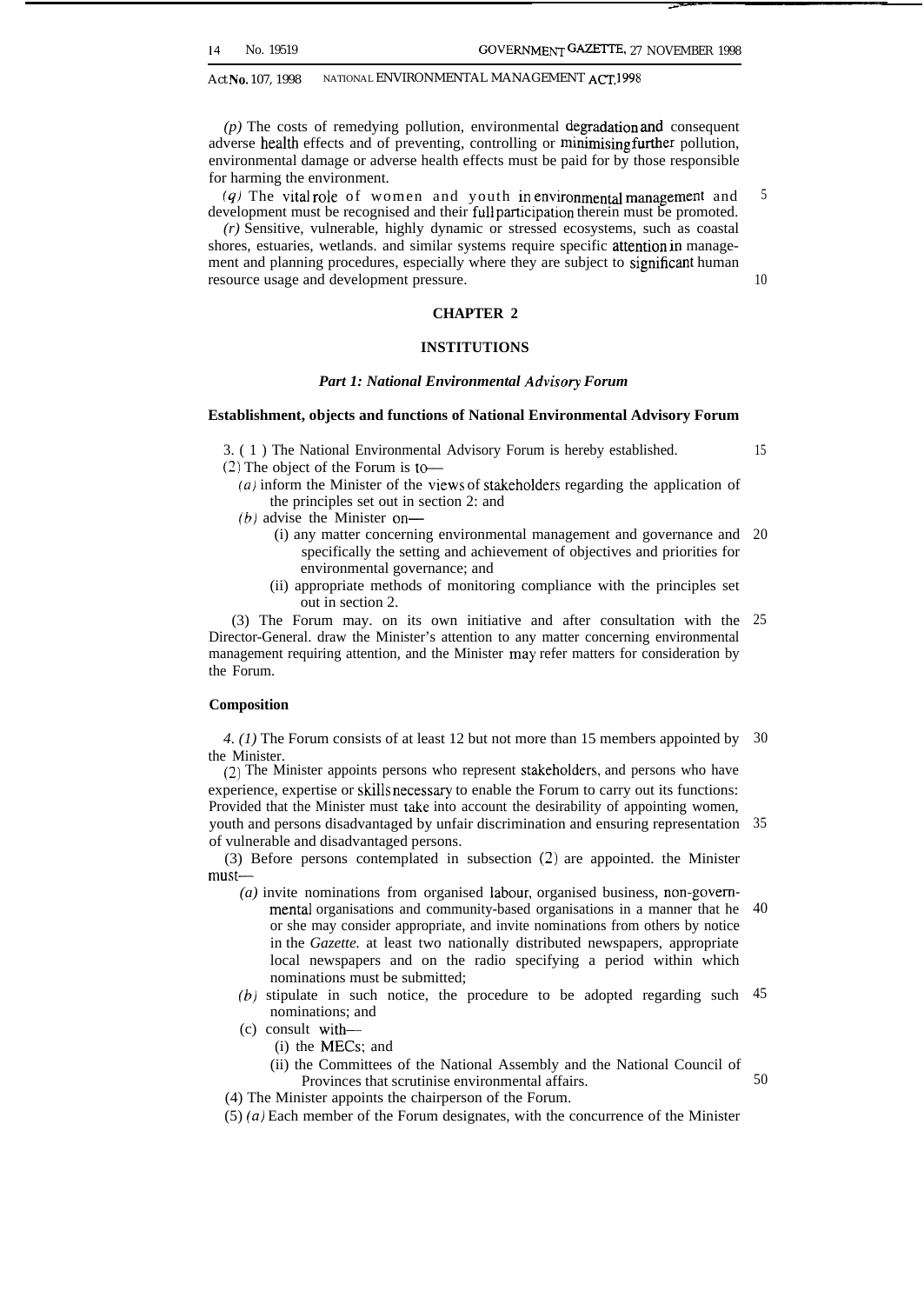*(p)* The costs of remedying pollution, environmental degradation and consequent adverse health effects and of preventing, controlling or minimising further pollution, environmental damage or adverse health effects must be paid for by those responsible for harming the environment.

*(q)* The vital role of women and youth in environmental management and development must be recognised and their full participation therein must be promoted.

*(r)* Sensitive, vulnerable, highly dynamic or stressed ecosystems, such as coastal shores, estuaries, wetlands. and similar systems require specific attention in management and planning procedures, especially where they are subject to significant human resource usage and development pressure.

## CHAPTER 2

## INSTITUTIONS

### *Part 1: National Environmental Advisory Forum*

**Establishment, objects and functions of National Environmental Advisory Forum**

3. (1) The National Environmental Advisory Forum is hereby established.

(2) The object of the Forum is to—

*(a)* inform the Minister of the views of stakeholders regarding the application of the principles set out in section 2: and

*(b)* advise the Minister on—

(i) any matter concerning environmental management and governance and specifically the setting and achievement of objectives and priorities for environmental governance; and

(ii) appropriate methods of monitoring compliance with the principles set out in section 2.

(3) The Forum may. on its own initiative and after consultation with the Director-General. draw the Minister's attention to any matter concerning environmental management requiring attention, and the Minister may refer matters for consideration by the Forum.

**Composition**

4. (1) The Forum consists of at least 12 but not more than 15 members appointed by the Minister.

(2) The Minister appoints persons who represent stakeholders, and persons who have experience, expertise or skills necessary to enable the Forum to carry out its functions: Provided that the Minister must take into account the desirability of appointing women, youth and persons disadvantaged by unfair discrimination and ensuring representation of vulnerable and disadvantaged persons.

(3) Before persons contemplated in subsection (2) are appointed. the Minister must—

*(a)* invite nominations from organised labour, organised business, non-governmental organisations and community-based organisations in a manner that he or she may consider appropriate, and invite nominations from others by notice in the *Gazette.* at least two nationally distributed newspapers, appropriate local newspapers and on the radio specifying a period within which nominations must be submitted;

*(b)* stipulate in such notice, the procedure to be adopted regarding such nominations; and

(c) consult with—

(i) the MECs; and

(ii) the Committees of the National Assembly and the National Council of Provinces that scrutinise environmental affairs.

(4) The Minister appoints the chairperson of the Forum.

(5) *(a)* Each member of the Forum designates, with the concurrence of the Minister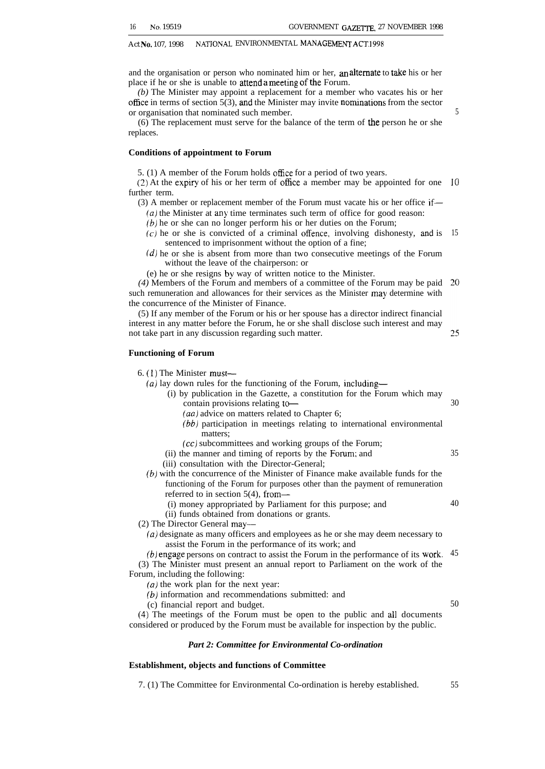and the organisation or person who nominated him or her, an alternate to take his or her place if he or she is unable to attend a meeting of the Forum.

*(b)* The Minister may appoint a replacement for a member who vacates his or her office in terms of section 5(3), and the Minister may invite nominations from the sector or organisation that nominated such member.

(6) The replacement must serve for the balance of the term of the person he or she replaces.

**Conditions of appointment to Forum**

5. (1) A member of the Forum holds office for a period of two years.

(2) At the expiry of his or her term of office a member may be appointed for one further term.

(3) A member or replacement member of the Forum must vacate his or her office if—

*(a)* the Minister at any time terminates such term of office for good reason:

*(b)* he or she can no longer perform his or her duties on the Forum;

*(c)* he or she is convicted of a criminal offence, involving dishonesty, and is sentenced to imprisonment without the option of a fine;

*(d)* he or she is absent from more than two consecutive meetings of the Forum without the leave of the chairperson: or

(e) he or she resigns by way of written notice to the Minister.

*(4)* Members of the Forum and members of a committee of the Forum may be paid such remuneration and allowances for their services as the Minister may determine with the concurrence of the Minister of Finance.

(5) If any member of the Forum or his or her spouse has a director indirect financial interest in any matter before the Forum, he or she shall disclose such interest and may not take part in any discussion regarding such matter.

**Functioning of Forum**

6. (1) The Minister must—

*(a)* lay down rules for the functioning of the Forum, including—

(i) by publication in the Gazette, a constitution for the Forum which may contain provisions relating to—

*(aa)* advice on matters related to Chapter 6;

*(bb)* participation in meetings relating to international environmental matters;

*(cc)* subcommittees and working groups of the Forum;

(ii) the manner and timing of reports by the Forum; and

(iii) consultation with the Director-General;

*(b)* with the concurrence of the Minister of Finance make available funds for the functioning of the Forum for purposes other than the payment of remuneration referred to in section 5(4), from—

(i) money appropriated by Parliament for this purpose; and

(ii) funds obtained from donations or grants.

(2) The Director General may—

*(a)* designate as many officers and employees as he or she may deem necessary to assist the Forum in the performance of its work; and

*(b)* engage persons on contract to assist the Forum in the performance of its work.

(3) The Minister must present an annual report to Parliament on the work of the Forum, including the following:

*(a)* the work plan for the next year:

*(b)* information and recommendations submitted: and

(c) financial report and budget.

(4) The meetings of the Forum must be open to the public and all documents considered or produced by the Forum must be available for inspection by the public.

***Part 2: Committee for Environmental Co-ordination***

**Establishment, objects and functions of Committee**

7. (1) The Committee for Environmental Co-ordination is hereby established.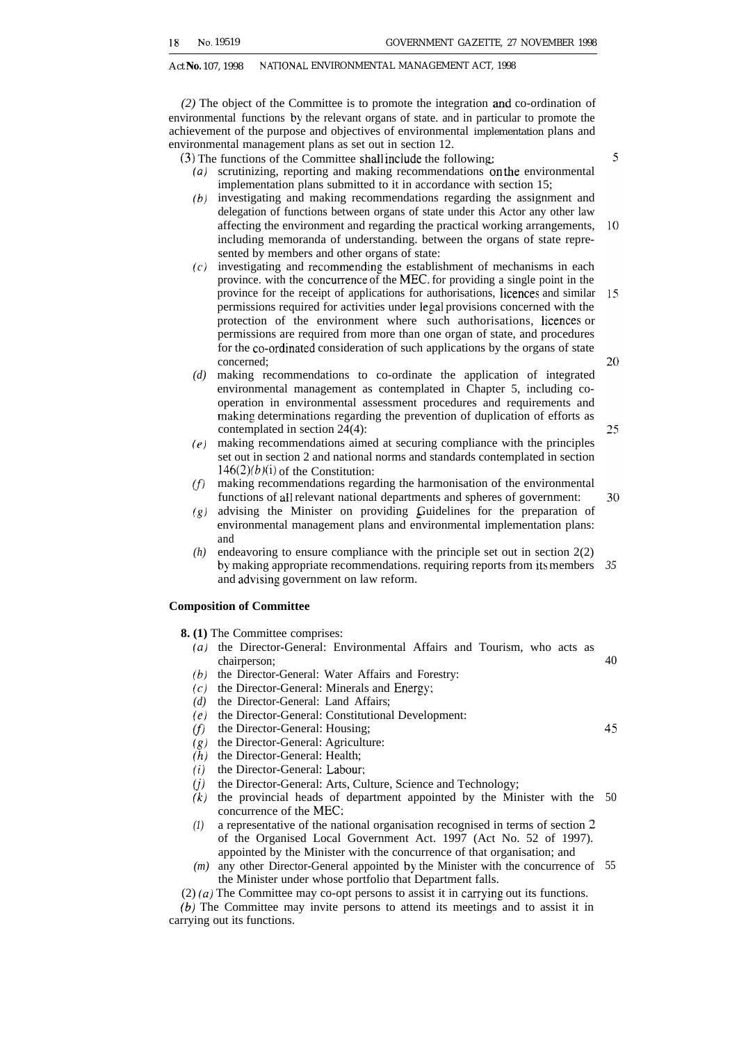(2) The object of the Committee is to promote the integration and co-ordination of environmental functions by the relevant organs of state. and in particular to promote the achievement of the purpose and objectives of environmental implementation plans and environmental management plans as set out in section 12.

(3) The functions of the Committee shall include the following:

- *(a)* scrutinizing, reporting and making recommendations on the environmental implementation plans submitted to it in accordance with section 15;
- *(b)* investigating and making recommendations regarding the assignment and delegation of functions between organs of state under this Actor any other law affecting the environment and regarding the practical working arrangements, including memoranda of understanding. between the organs of state represented by members and other organs of state:
- *(c)* investigating and recommending the establishment of mechanisms in each province. with the concurrence of the MEC. for providing a single point in the province for the receipt of applications for authorisations, licences and similar permissions required for activities under legal provisions concerned with the protection of the environment where such authorisations, licences or permissions are required from more than one organ of state, and procedures for the co-ordinated consideration of such applications by the organs of state concerned;
- *(d)* making recommendations to co-ordinate the application of integrated environmental management as contemplated in Chapter 5, including co-operation in environmental assessment procedures and requirements and making determinations regarding the prevention of duplication of efforts as contemplated in section 24(4):
- *(e)* making recommendations aimed at securing compliance with the principles set out in section 2 and national norms and standards contemplated in section 146(2)*(b)*(i) of the Constitution:
- *(f)* making recommendations regarding the harmonisation of the environmental functions of all relevant national departments and spheres of government:
- *(g)* advising the Minister on providing Guidelines for the preparation of environmental management plans and environmental implementation plans: and
- *(h)* endeavoring to ensure compliance with the principle set out in section 2(2) by making appropriate recommendations. requiring reports from its members and advising government on law reform.

**Composition of Committee**

**8. (1)** The Committee comprises:

- *(a)* the Director-General: Environmental Affairs and Tourism, who acts as chairperson;
- *(b)* the Director-General: Water Affairs and Forestry:
- *(c)* the Director-General: Minerals and Energy;
- *(d)* the Director-General: Land Affairs;
- *(e)* the Director-General: Constitutional Development:
- *(f)* the Director-General: Housing;
- *(g)* the Director-General: Agriculture:
- *(h)* the Director-General: Health;
- *(i)* the Director-General: Labour;
- *(j)* the Director-General: Arts, Culture, Science and Technology;
- *(k)* the provincial heads of department appointed by the Minister with the concurrence of the MEC:
- *(l)* a representative of the national organisation recognised in terms of section 2 of the Organised Local Government Act. 1997 (Act No. 52 of 1997). appointed by the Minister with the concurrence of that organisation; and
- *(m)* any other Director-General appointed by the Minister with the concurrence of the Minister under whose portfolio that Department falls.

(2) *(a)* The Committee may co-opt persons to assist it in carrying out its functions.

*(b)* The Committee may invite persons to attend its meetings and to assist it in carrying out its functions.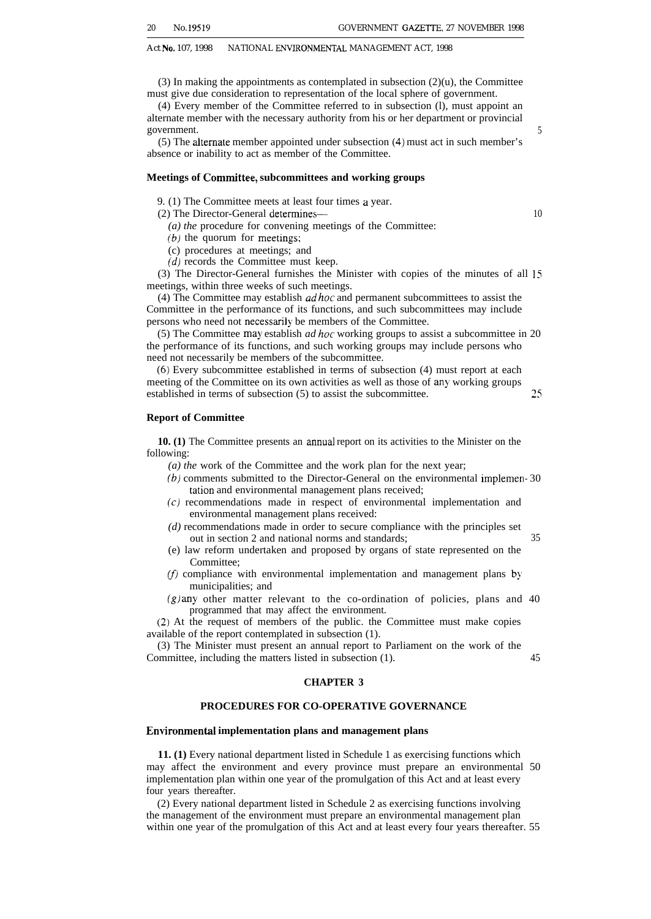(3) In making the appointments as contemplated in subsection (2)(u), the Committee must give due consideration to representation of the local sphere of government.

(4) Every member of the Committee referred to in subsection (l), must appoint an alternate member with the necessary authority from his or her department or provincial government.

(5) The alternate member appointed under subsection (4) must act in such member's absence or inability to act as member of the Committee.

**Meetings of Committee, subcommittees and working groups**

9. (1) The Committee meets at least four times a year.

(2) The Director-General determines—

*(a) the* procedure for convening meetings of the Committee:

*(b)* the quorum for meetings;

(c) procedures at meetings; and

*(d)* records the Committee must keep.

(3) The Director-General furnishes the Minister with copies of the minutes of all meetings, within three weeks of such meetings.

(4) The Committee may establish *ad hoc* and permanent subcommittees to assist the Committee in the performance of its functions, and such subcommittees may include persons who need not necessarily be members of the Committee.

(5) The Committee may establish *ad hoc* working groups to assist a subcommittee in the performance of its functions, and such working groups may include persons who need not necessarily be members of the subcommittee.

(6) Every subcommittee established in terms of subsection (4) must report at each meeting of the Committee on its own activities as well as those of any working groups established in terms of subsection (5) to assist the subcommittee.

**Report of Committee**

**10. (1)** The Committee presents an annual report on its activities to the Minister on the following:

*(a) the* work of the Committee and the work plan for the next year;

*(b)* comments submitted to the Director-General on the environmental implementation and environmental management plans received;

*(c)* recommendations made in respect of environmental implementation and environmental management plans received:

*(d)* recommendations made in order to secure compliance with the principles set out in section 2 and national norms and standards;

(e) law reform undertaken and proposed by organs of state represented on the Committee;

*(f)* compliance with environmental implementation and management plans by municipalities; and

*(g)* any other matter relevant to the co-ordination of policies, plans and programmed that may affect the environment.

(2) At the request of members of the public. the Committee must make copies available of the report contemplated in subsection (1).

(3) The Minister must present an annual report to Parliament on the work of the Committee, including the matters listed in subsection (1).

## CHAPTER 3

## PROCEDURES FOR CO-OPERATIVE GOVERNANCE

**Environmental implementation plans and management plans**

**11. (1)** Every national department listed in Schedule 1 as exercising functions which may affect the environment and every province must prepare an environmental implementation plan within one year of the promulgation of this Act and at least every four years thereafter.

(2) Every national department listed in Schedule 2 as exercising functions involving the management of the environment must prepare an environmental management plan within one year of the promulgation of this Act and at least every four years thereafter.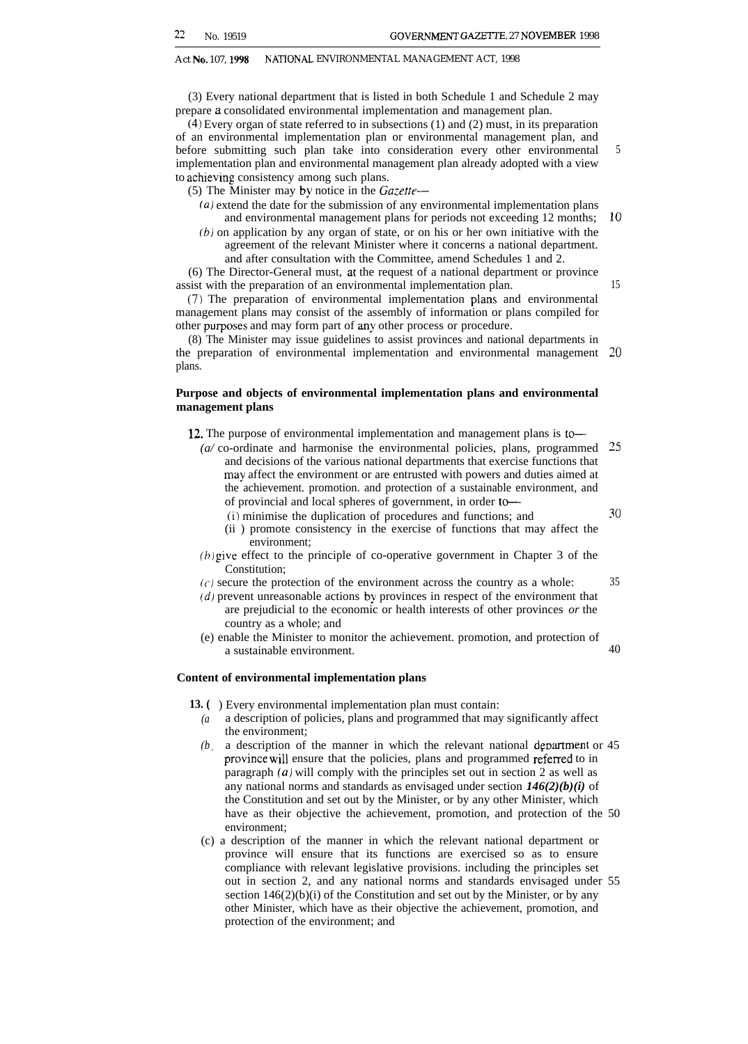(3) Every national department that is listed in both Schedule 1 and Schedule 2 may prepare a consolidated environmental implementation and management plan.

(4) Every organ of state referred to in subsections (1) and (2) must, in its preparation of an environmental implementation plan or environmental management plan, and before submitting such plan take into consideration every other environmental implementation plan and environmental management plan already adopted with a view to achieving consistency among such plans.

(5) The Minister may by notice in the *Gazette*—

(*a*) extend the date for the submission of any environmental implementation plans and environmental management plans for periods not exceeding 12 months;

(*b*) on application by any organ of state, or on his or her own initiative with the agreement of the relevant Minister where it concerns a national department. and after consultation with the Committee, amend Schedules 1 and 2.

(6) The Director-General must, at the request of a national department or province assist with the preparation of an environmental implementation plan.

(7) The preparation of environmental implementation plans and environmental management plans may consist of the assembly of information or plans compiled for other purposes and may form part of any other process or procedure.

(8) The Minister may issue guidelines to assist provinces and national departments in the preparation of environmental implementation and environmental management plans.

### Purpose and objects of environmental implementation plans and environmental management plans

**12.** The purpose of environmental implementation and management plans is to—

(*a*) co-ordinate and harmonise the environmental policies, plans, programmed and decisions of the various national departments that exercise functions that may affect the environment or are entrusted with powers and duties aimed at the achievement. promotion. and protection of a sustainable environment, and of provincial and local spheres of government, in order to—

(i) minimise the duplication of procedures and functions; and

(ii) promote consistency in the exercise of functions that may affect the environment;

(*b*) give effect to the principle of co-operative government in Chapter 3 of the Constitution;

(*c*) secure the protection of the environment across the country as a whole:

(*d*) prevent unreasonable actions by provinces in respect of the environment that are prejudicial to the economic or health interests of other provinces *or* the country as a whole; and

(e) enable the Minister to monitor the achievement. promotion, and protection of a sustainable environment.

### Content of environmental implementation plans

**13.** ( ) Every environmental implementation plan must contain:

(*a*) a description of policies, plans and programmed that may significantly affect the environment;

(*b*) a description of the manner in which the relevant national department or province will ensure that the policies, plans and programmed referred to in paragraph (*a*) will comply with the principles set out in section 2 as well as any national norms and standards as envisaged under section ***146(2)(b)(i)*** of the Constitution and set out by the Minister, or by any other Minister, which have as their objective the achievement, promotion, and protection of the environment;

(c) a description of the manner in which the relevant national department or province will ensure that its functions are exercised so as to ensure compliance with relevant legislative provisions. including the principles set out in section 2, and any national norms and standards envisaged under section 146(2)(b)(i) of the Constitution and set out by the Minister, or by any other Minister, which have as their objective the achievement, promotion, and protection of the environment; and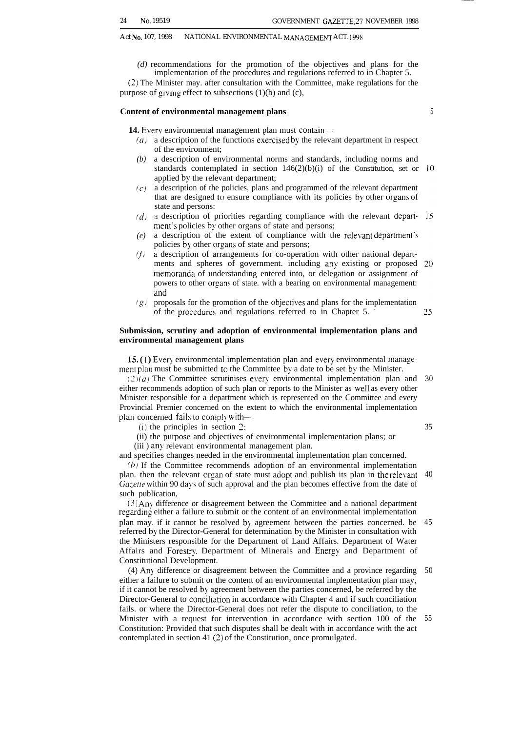(*d*) recommendations for the promotion of the objectives and plans for the implementation of the procedures and regulations referred to in Chapter 5.

(2) The Minister may. after consultation with the Committee, make regulations for the purpose of giving effect to subsections (1)(b) and (c),

**Content of environmental management plans**

**14.** Every environmental management plan must contain—

(*a*) a description of the functions exercised by the relevant department in respect of the environment;

(*b*) a description of environmental norms and standards, including norms and standards contemplated in section 146(2)(b)(i) of the Constitution, set or applied by the relevant department;

(*c*) a description of the policies, plans and programmed of the relevant department that are designed to ensure compliance with its policies by other organs of state and persons:

(*d*) a description of priorities regarding compliance with the relevant department's policies by other organs of state and persons;

(*e*) a description of the extent of compliance with the relevant department's policies by other organs of state and persons;

(*f*) a description of arrangements for co-operation with other national departments and spheres of government. including any existing or proposed memoranda of understanding entered into, or delegation or assignment of powers to other organs of state. with a bearing on environmental management: and

(*g*) proposals for the promotion of the objectives and plans for the implementation of the procedures and regulations referred to in Chapter 5.

**Submission, scrutiny and adoption of environmental implementation plans and environmental management plans**

**15.** (1) Every environmental implementation plan and every environmental management plan must be submitted to the Committee by a date to be set by the Minister.

(2)(*a*) The Committee scrutinises every environmental implementation plan and either recommends adoption of such plan or reports to the Minister as well as every other Minister responsible for a department which is represented on the Committee and every Provincial Premier concerned on the extent to which the environmental implementation plan concerned fails to comply with—

(i) the principles in section 2:

(ii) the purpose and objectives of environmental implementation plans; or

(iii) any relevant environmental management plan.

and specifies changes needed in the environmental implementation plan concerned.

(*b*) If the Committee recommends adoption of an environmental implementation plan. then the relevant organ of state must adopt and publish its plan in the relevant *Gazette* within 90 days of such approval and the plan becomes effective from the date of such publication,

(3) Any difference or disagreement between the Committee and a national department regarding either a failure to submit or the content of an environmental implementation plan may. if it cannot be resolved by agreement between the parties concerned. be referred by the Director-General for determination by the Minister in consultation with the Ministers responsible for the Department of Land Affairs. Department of Water Affairs and Forestry. Department of Minerals and Energy and Department of Constitutional Development.

(4) Any difference or disagreement between the Committee and a province regarding either a failure to submit or the content of an environmental implementation plan may, if it cannot be resolved by agreement between the parties concerned, be referred by the Director-General to conciliation in accordance with Chapter 4 and if such conciliation fails. or where the Director-General does not refer the dispute to conciliation, to the Minister with a request for intervention in accordance with section 100 of the Constitution: Provided that such disputes shall be dealt with in accordance with the act contemplated in section 41 (2) of the Constitution, once promulgated.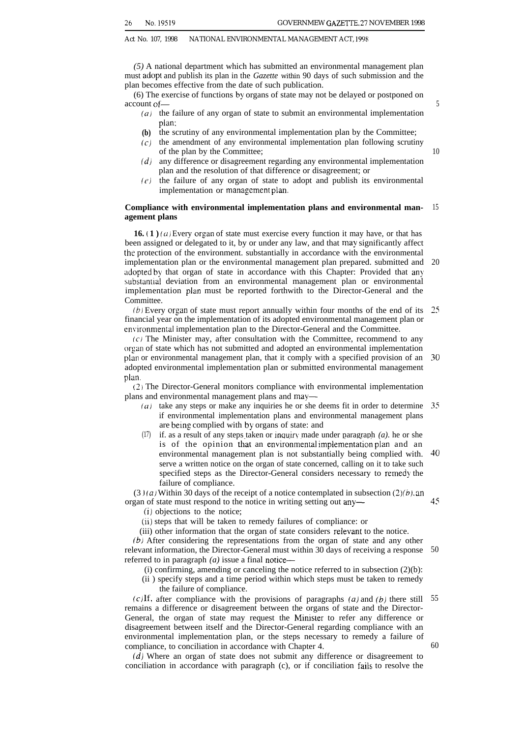*(5)* A national department which has submitted an environmental management plan must adopt and publish its plan in the *Gazette* within 90 days of such submission and the plan becomes effective from the date of such publication.

(6) The exercise of functions by organs of state may not be delayed or postponed on account of—

*(a)* the failure of any organ of state to submit an environmental implementation plan;

**(b)** the scrutiny of any environmental implementation plan by the Committee;

*(c)* the amendment of any environmental implementation plan following scrutiny of the plan by the Committee;

*(d)* any difference or disagreement regarding any environmental implementation plan and the resolution of that difference or disagreement; or

*(e)* the failure of any organ of state to adopt and publish its environmental implementation or management plan.

**Compliance with environmental implementation plans and environmental management plans**

**16.** (**1**) *(a)* Every organ of state must exercise every function it may have, or that has been assigned or delegated to it, by or under any law, and that may significantly affect the protection of the environment. substantially in accordance with the environmental implementation plan or the environmental management plan prepared. submitted and adopted by that organ of state in accordance with this Chapter: Provided that any substantial deviation from an environmental management plan or environmental implementation plan must be reported forthwith to the Director-General and the Committee.

*(b)* Every organ of state must report annually within four months of the end of its financial year on the implementation of its adopted environmental management plan or environmental implementation plan to the Director-General and the Committee.

*(c)* The Minister may, after consultation with the Committee, recommend to any organ of state which has not submitted and adopted an environmental implementation plan or environmental management plan, that it comply with a specified provision of an adopted environmental implementation plan or submitted environmental management plan.

(2) The Director-General monitors compliance with environmental implementation plans and environmental management plans and may—

*(a)* take any steps or make any inquiries he or she deems fit in order to determine if environmental implementation plans and environmental management plans are being complied with by organs of state: and

(17) if. as a result of any steps taken or inquiry made under paragraph *(a).* he or she is of the opinion that an environmental implementation plan and an environmental management plan is not substantially being complied with. serve a written notice on the organ of state concerned, calling on it to take such specified steps as the Director-General considers necessary to remedy the failure of compliance.

(3) *(a)* Within 30 days of the receipt of a notice contemplated in subsection (2)*(b)*. an organ of state must respond to the notice in writing setting out any—

(i) objections to the notice;

(ii) steps that will be taken to remedy failures of compliance: or

(iii) other information that the organ of state considers relevant to the notice.

*(b)* After considering the representations from the organ of state and any other relevant information, the Director-General must within 30 days of receiving a response referred to in paragraph *(a)* issue a final notice—

(i) confirming, amending or canceling the notice referred to in subsection (2)(b):

(ii ) specify steps and a time period within which steps must be taken to remedy the failure of compliance.

*(c)* If. after compliance with the provisions of paragraphs *(a)* and *(b)* there still remains a difference or disagreement between the organs of state and the Director-General, the organ of state may request the Minister to refer any difference or disagreement between itself and the Director-General regarding compliance with an environmental implementation plan, or the steps necessary to remedy a failure of compliance, to conciliation in accordance with Chapter 4.

*(d)* Where an organ of state does not submit any difference or disagreement to conciliation in accordance with paragraph (c), or if conciliation fails to resolve the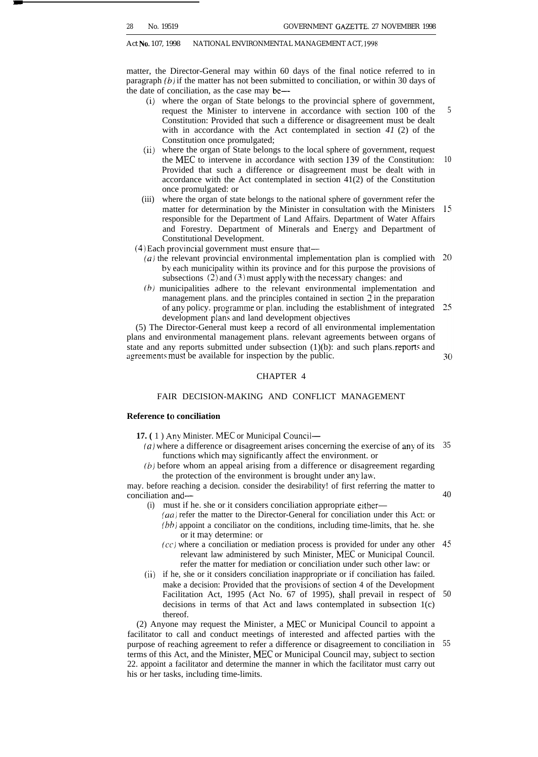matter, the Director-General may within 60 days of the final notice referred to in paragraph *(b)* if the matter has not been submitted to conciliation, or within 30 days of the date of conciliation, as the case may be—

(i) where the organ of State belongs to the provincial sphere of government, request the Minister to intervene in accordance with section 100 of the Constitution: Provided that such a difference or disagreement must be dealt with in accordance with the Act contemplated in section *41* (2) of the Constitution once promulgated;

(ii) where the organ of State belongs to the local sphere of government, request the MEC to intervene in accordance with section 139 of the Constitution: Provided that such a difference or disagreement must be dealt with in accordance with the Act contemplated in section 41(2) of the Constitution once promulgated: or

(iii) where the organ of state belongs to the national sphere of government refer the matter for determination by the Minister in consultation with the Ministers responsible for the Department of Land Affairs. Department of Water Affairs and Forestry. Department of Minerals and Energy and Department of Constitutional Development.

(4) Each provincial government must ensure that—

*(a)* the relevant provincial environmental implementation plan is complied with by each municipality within its province and for this purpose the provisions of subsections (2) and (3) must apply with the necessary changes: and

*(b)* municipalities adhere to the relevant environmental implementation and management plans. and the principles contained in section 2 in the preparation of any policy. programme or plan. including the establishment of integrated development plans and land development objectives

(5) The Director-General must keep a record of all environmental implementation plans and environmental management plans. relevant agreements between organs of state and any reports submitted under subsection (1)(b): and such plans. reports and agreements must be available for inspection by the public.

## CHAPTER 4

## FAIR DECISION-MAKING AND CONFLICT MANAGEMENT

**Reference to conciliation**

**17.** (1) Any Minister. MEC or Municipal Council—

*(a)* where a difference or disagreement arises concerning the exercise of any of its functions which may significantly affect the environment. or

*(b)* before whom an appeal arising from a difference or disagreement regarding the protection of the environment is brought under any law.

may. before reaching a decision. consider the desirability! of first referring the matter to conciliation and—

(i) must if he. she or it considers conciliation appropriate either—

*(aa)* refer the matter to the Director-General for conciliation under this Act: or

*(bb)* appoint a conciliator on the conditions, including time-limits, that he. she or it may determine: or

*(cc)* where a conciliation or mediation process is provided for under any other relevant law administered by such Minister, MEC or Municipal Council. refer the matter for mediation or conciliation under such other law: or

(ii) if he, she or it considers conciliation inappropriate or if conciliation has failed. make a decision: Provided that the provisions of section 4 of the Development Facilitation Act, 1995 (Act No. 67 of 1995), shall prevail in respect of decisions in terms of that Act and laws contemplated in subsection 1(c) thereof.

(2) Anyone may request the Minister, a MEC or Municipal Council to appoint a facilitator to call and conduct meetings of interested and affected parties with the purpose of reaching agreement to refer a difference or disagreement to conciliation in terms of this Act, and the Minister, MEC or Municipal Council may, subject to section 22. appoint a facilitator and determine the manner in which the facilitator must carry out his or her tasks, including time-limits.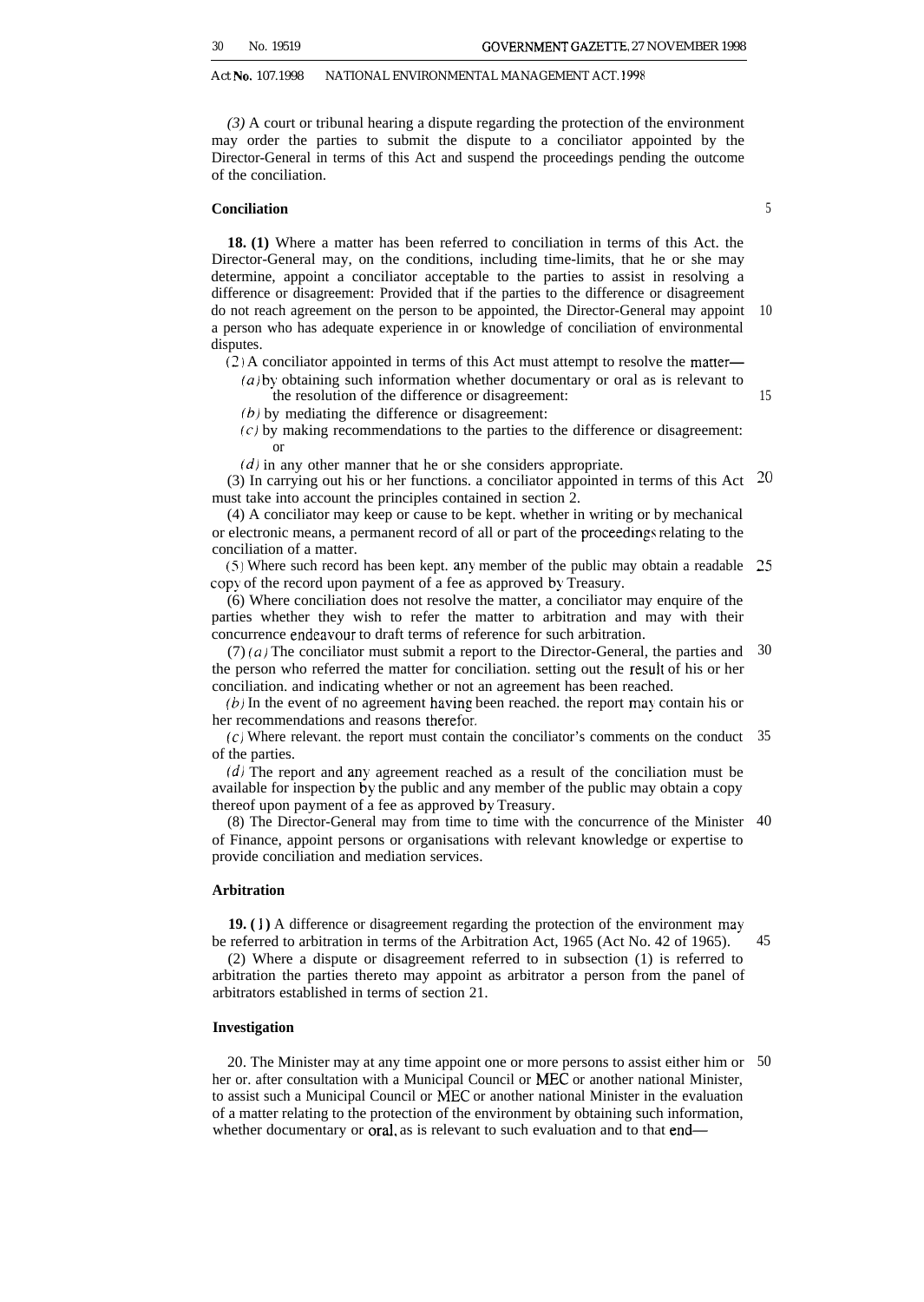(3) A court or tribunal hearing a dispute regarding the protection of the environment may order the parties to submit the dispute to a conciliator appointed by the Director-General in terms of this Act and suspend the proceedings pending the outcome of the conciliation.

**Conciliation**

**18. (1)** Where a matter has been referred to conciliation in terms of this Act. the Director-General may, on the conditions, including time-limits, that he or she may determine, appoint a conciliator acceptable to the parties to assist in resolving a difference or disagreement: Provided that if the parties to the difference or disagreement do not reach agreement on the person to be appointed, the Director-General may appoint a person who has adequate experience in or knowledge of conciliation of environmental disputes.

(2) A conciliator appointed in terms of this Act must attempt to resolve the matter—

*(a)* by obtaining such information whether documentary or oral as is relevant to the resolution of the difference or disagreement:

*(b)* by mediating the difference or disagreement:

*(c)* by making recommendations to the parties to the difference or disagreement: or

*(d)* in any other manner that he or she considers appropriate.

(3) In carrying out his or her functions. a conciliator appointed in terms of this Act must take into account the principles contained in section 2.

(4) A conciliator may keep or cause to be kept. whether in writing or by mechanical or electronic means, a permanent record of all or part of the proceedings relating to the conciliation of a matter.

(5) Where such record has been kept. any member of the public may obtain a readable copy of the record upon payment of a fee as approved by Treasury.

(6) Where conciliation does not resolve the matter, a conciliator may enquire of the parties whether they wish to refer the matter to arbitration and may with their concurrence endeavour to draft terms of reference for such arbitration.

(7) *(a)* The conciliator must submit a report to the Director-General, the parties and the person who referred the matter for conciliation. setting out the result of his or her conciliation. and indicating whether or not an agreement has been reached.

*(b)* In the event of no agreement having been reached. the report may contain his or her recommendations and reasons therefor.

*(c)* Where relevant. the report must contain the conciliator's comments on the conduct of the parties.

*(d)* The report and any agreement reached as a result of the conciliation must be available for inspection by the public and any member of the public may obtain a copy thereof upon payment of a fee as approved by Treasury.

(8) The Director-General may from time to time with the concurrence of the Minister of Finance, appoint persons or organisations with relevant knowledge or expertise to provide conciliation and mediation services.

**Arbitration**

**19. (1)** A difference or disagreement regarding the protection of the environment may be referred to arbitration in terms of the Arbitration Act, 1965 (Act No. 42 of 1965).

(2) Where a dispute or disagreement referred to in subsection (1) is referred to arbitration the parties thereto may appoint as arbitrator a person from the panel of arbitrators established in terms of section 21.

**Investigation**

20. The Minister may at any time appoint one or more persons to assist either him or her or. after consultation with a Municipal Council or MEC or another national Minister, to assist such a Municipal Council or MEC or another national Minister in the evaluation of a matter relating to the protection of the environment by obtaining such information, whether documentary or oral, as is relevant to such evaluation and to that end—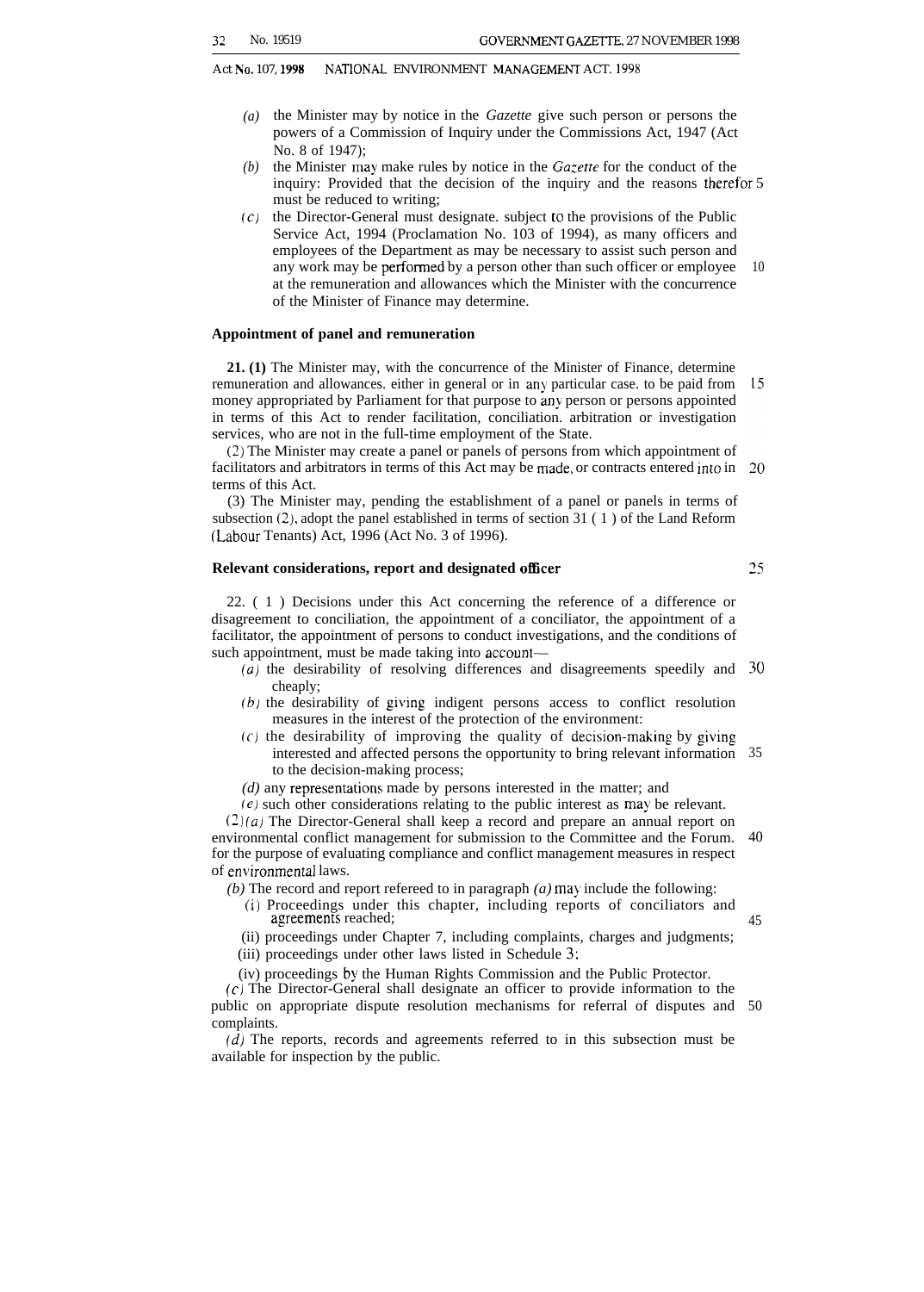(a) the Minister may by notice in the *Gazette* give such person or persons the powers of a Commission of Inquiry under the Commissions Act, 1947 (Act No. 8 of 1947);

(b) the Minister may make rules by notice in the *Gazette* for the conduct of the inquiry: Provided that the decision of the inquiry and the reasons therefor must be reduced to writing;

(c) the Director-General must designate. subject to the provisions of the Public Service Act, 1994 (Proclamation No. 103 of 1994), as many officers and employees of the Department as may be necessary to assist such person and any work may be performed by a person other than such officer or employee at the remuneration and allowances which the Minister with the concurrence of the Minister of Finance may determine.

**Appointment of panel and remuneration**

**21. (1)** The Minister may, with the concurrence of the Minister of Finance, determine remuneration and allowances. either in general or in any particular case. to be paid from money appropriated by Parliament for that purpose to any person or persons appointed in terms of this Act to render facilitation, conciliation. arbitration or investigation services, who are not in the full-time employment of the State.

(2) The Minister may create a panel or panels of persons from which appointment of facilitators and arbitrators in terms of this Act may be made, or contracts entered into in terms of this Act.

(3) The Minister may, pending the establishment of a panel or panels in terms of subsection (2), adopt the panel established in terms of section 31 ( 1 ) of the Land Reform (Labour Tenants) Act, 1996 (Act No. 3 of 1996).

**Relevant considerations, report and designated officer**

22. ( 1 ) Decisions under this Act concerning the reference of a difference or disagreement to conciliation, the appointment of a conciliator, the appointment of a facilitator, the appointment of persons to conduct investigations, and the conditions of such appointment, must be made taking into account—

(a) the desirability of resolving differences and disagreements speedily and cheaply;

(b) the desirability of giving indigent persons access to conflict resolution measures in the interest of the protection of the environment:

(c) the desirability of improving the quality of decision-making by giving interested and affected persons the opportunity to bring relevant information to the decision-making process;

(d) any representations made by persons interested in the matter; and

(e) such other considerations relating to the public interest as may be relevant.

(2)(a) The Director-General shall keep a record and prepare an annual report on environmental conflict management for submission to the Committee and the Forum. for the purpose of evaluating compliance and conflict management measures in respect of environmental laws.

(b) The record and report refereed to in paragraph *(a)* may include the following:

(i) Proceedings under this chapter, including reports of conciliators and agreements reached;

(ii) proceedings under Chapter 7, including complaints, charges and judgments;

(iii) proceedings under other laws listed in Schedule 3;

(iv) proceedings by the Human Rights Commission and the Public Protector.

(c) The Director-General shall designate an officer to provide information to the public on appropriate dispute resolution mechanisms for referral of disputes and complaints.

(d) The reports, records and agreements referred to in this subsection must be available for inspection by the public.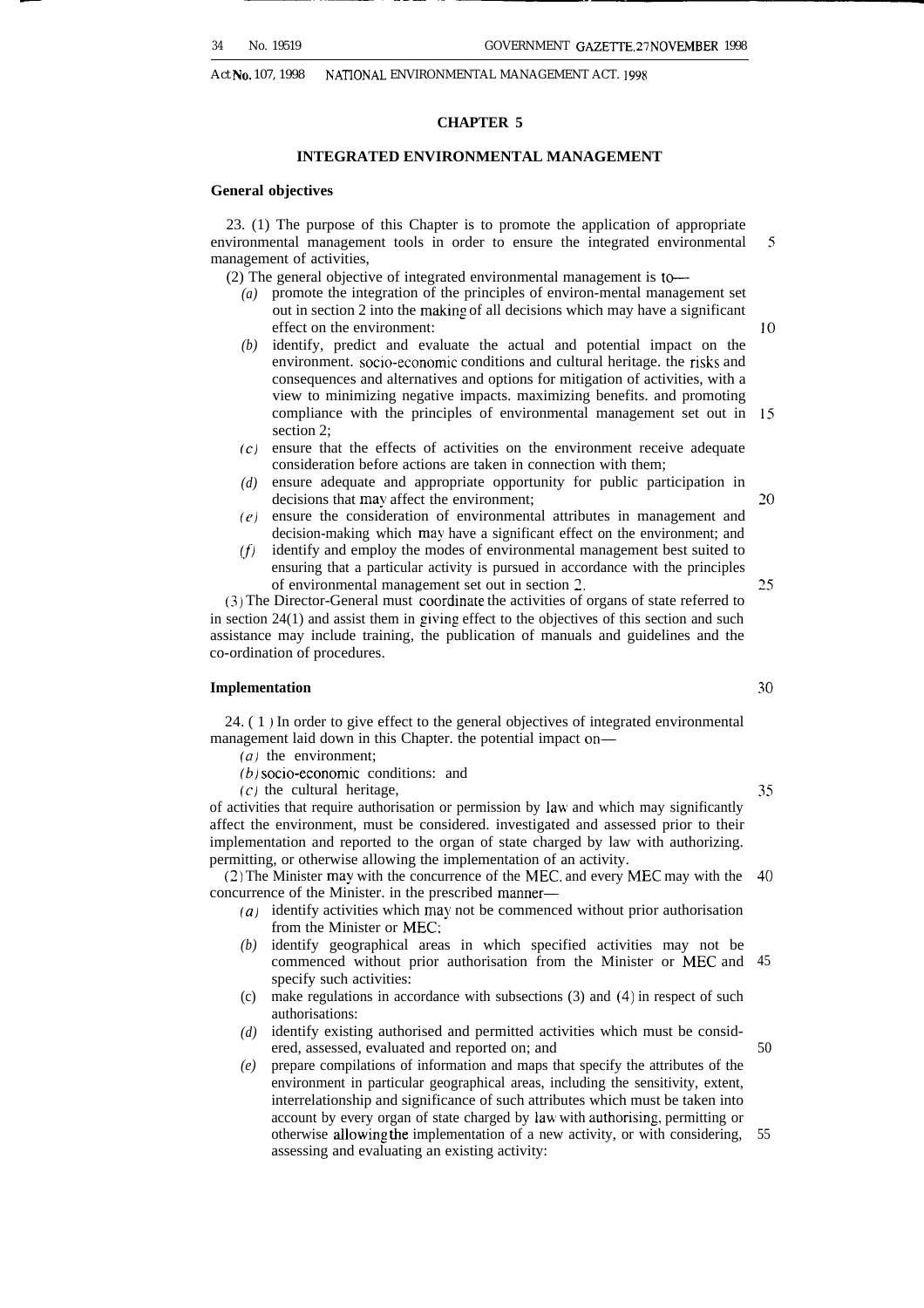## CHAPTER 5

## INTEGRATED ENVIRONMENTAL MANAGEMENT

**General objectives**

23. (1) The purpose of this Chapter is to promote the application of appropriate environmental management tools in order to ensure the integrated environmental management of activities,

(2) The general objective of integrated environmental management is to—

*(a)* promote the integration of the principles of environ-mental management set out in section 2 into the making of all decisions which may have a significant effect on the environment:

*(b)* identify, predict and evaluate the actual and potential impact on the environment. socio-economic conditions and cultural heritage. the risks and consequences and alternatives and options for mitigation of activities, with a view to minimizing negative impacts. maximizing benefits. and promoting compliance with the principles of environmental management set out in section 2;

*(c)* ensure that the effects of activities on the environment receive adequate consideration before actions are taken in connection with them;

*(d)* ensure adequate and appropriate opportunity for public participation in decisions that may affect the environment;

*(e)* ensure the consideration of environmental attributes in management and decision-making which may have a significant effect on the environment; and

*(f)* identify and employ the modes of environmental management best suited to ensuring that a particular activity is pursued in accordance with the principles of environmental management set out in section 2.

(3) The Director-General must coordinate the activities of organs of state referred to in section 24(1) and assist them in giving effect to the objectives of this section and such assistance may include training, the publication of manuals and guidelines and the co-ordination of procedures.

**Implementation**

24. (1) In order to give effect to the general objectives of integrated environmental management laid down in this Chapter. the potential impact on—

*(a)* the environment;

*(b)* socio-economic conditions: and

*(c)* the cultural heritage,

of activities that require authorisation or permission by law and which may significantly affect the environment, must be considered. investigated and assessed prior to their implementation and reported to the organ of state charged by law with authorizing. permitting, or otherwise allowing the implementation of an activity.

(2) The Minister may with the concurrence of the MEC. and every MEC may with the concurrence of the Minister. in the prescribed manner—

*(a)* identify activities which may not be commenced without prior authorisation from the Minister or MEC:

*(b)* identify geographical areas in which specified activities may not be commenced without prior authorisation from the Minister or MEC and specify such activities:

(c) make regulations in accordance with subsections (3) and (4) in respect of such authorisations:

*(d)* identify existing authorised and permitted activities which must be considered, assessed, evaluated and reported on; and

*(e)* prepare compilations of information and maps that specify the attributes of the environment in particular geographical areas, including the sensitivity, extent, interrelationship and significance of such attributes which must be taken into account by every organ of state charged by law with authorising, permitting or otherwise allowing the implementation of a new activity, or with considering, assessing and evaluating an existing activity: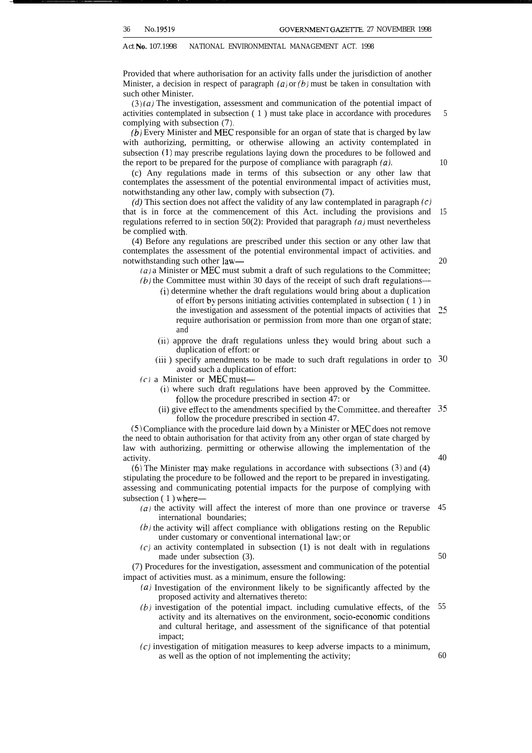Provided that where authorisation for an activity falls under the jurisdiction of another Minister, a decision in respect of paragraph *(a)* or *(b)* must be taken in consultation with such other Minister.

(3) *(a)* The investigation, assessment and communication of the potential impact of activities contemplated in subsection (1) must take place in accordance with procedures complying with subsection (7).

*(b)* Every Minister and MEC responsible for an organ of state that is charged by law with authorizing, permitting, or otherwise allowing an activity contemplated in subsection (1) may prescribe regulations laying down the procedures to be followed and the report to be prepared for the purpose of compliance with paragraph *(a)*.

(c) Any regulations made in terms of this subsection or any other law that contemplates the assessment of the potential environmental impact of activities must, notwithstanding any other law, comply with subsection (7).

*(d)* This section does not affect the validity of any law contemplated in paragraph *(c)* that is in force at the commencement of this Act. including the provisions and regulations referred to in section 50(2): Provided that paragraph *(a)* must nevertheless be complied with.

(4) Before any regulations are prescribed under this section or any other law that contemplates the assessment of the potential environmental impact of activities. and notwithstanding such other law—

*(a)* a Minister or MEC must submit a draft of such regulations to the Committee;

*(b)* the Committee must within 30 days of the receipt of such draft regulations—

(i) determine whether the draft regulations would bring about a duplication of effort by persons initiating activities contemplated in subsection (1) in the investigation and assessment of the potential impacts of activities that require authorisation or permission from more than one organ of state; and

(ii) approve the draft regulations unless they would bring about such a duplication of effort: or

(iii) specify amendments to be made to such draft regulations in order to avoid such a duplication of effort:

*(c)* a Minister or MEC must—

(i) where such draft regulations have been approved by the Committee. follow the procedure prescribed in section 47: or

(ii) give effect to the amendments specified by the Committee. and thereafter follow the procedure prescribed in section 47.

(5) Compliance with the procedure laid down by a Minister or MEC does not remove the need to obtain authorisation for that activity from any other organ of state charged by law with authorizing. permitting or otherwise allowing the implementation of the activity.

(6) The Minister may make regulations in accordance with subsections (3) and (4) stipulating the procedure to be followed and the report to be prepared in investigating. assessing and communicating potential impacts for the purpose of complying with subsection (1) where—

*(a)* the activity will affect the interest of more than one province or traverse international boundaries;

*(b)* the activity will affect compliance with obligations resting on the Republic under customary or conventional international law; or

*(c)* an activity contemplated in subsection (1) is not dealt with in regulations made under subsection (3).

(7) Procedures for the investigation, assessment and communication of the potential impact of activities must. as a minimum, ensure the following:

*(a)* Investigation of the environment likely to be significantly affected by the proposed activity and alternatives thereto:

*(b)* investigation of the potential impact. including cumulative effects, of the activity and its alternatives on the environment, socio-economic conditions and cultural heritage, and assessment of the significance of that potential impact;

*(c)* investigation of mitigation measures to keep adverse impacts to a minimum, as well as the option of not implementing the activity;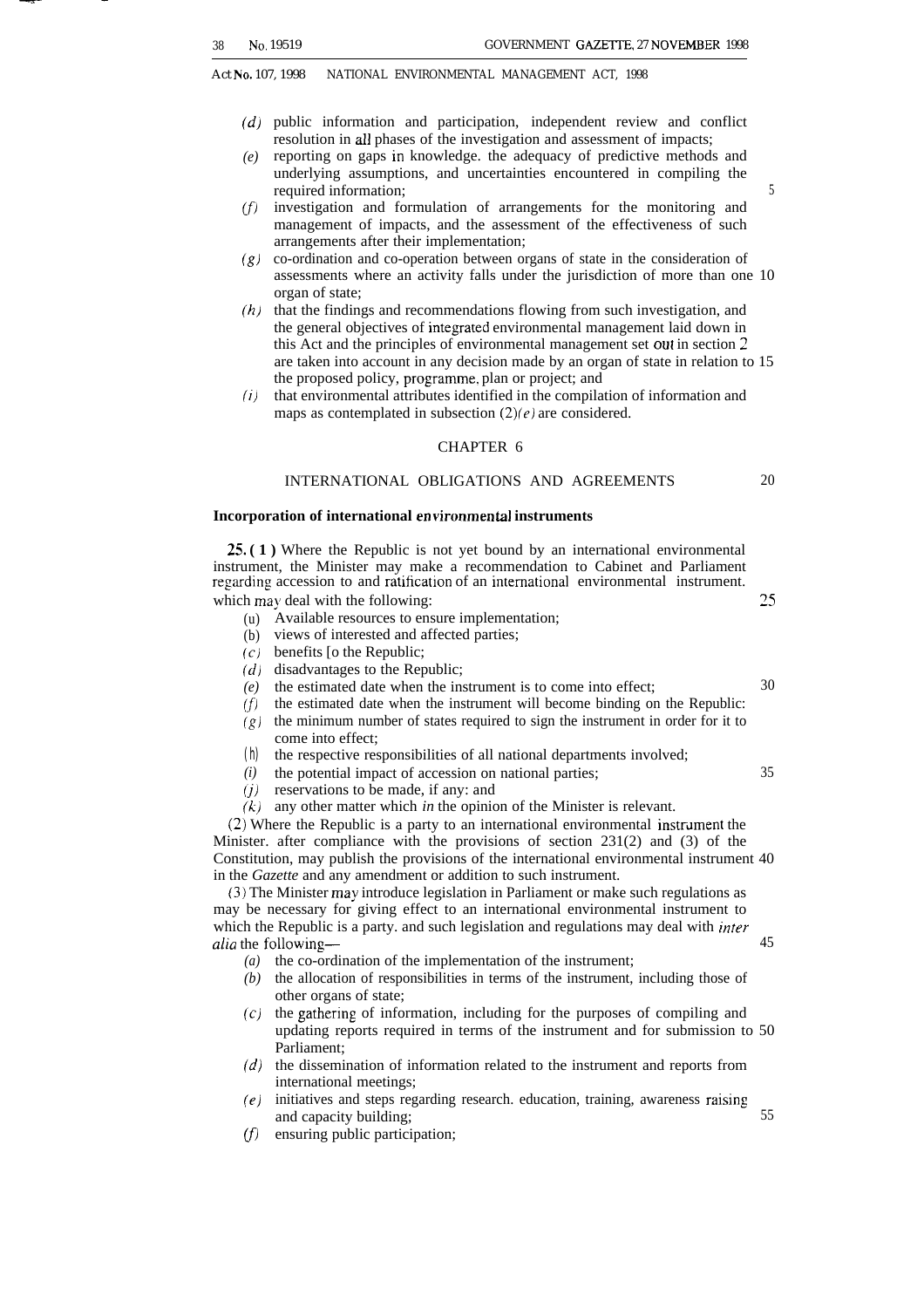(*d*) public information and participation, independent review and conflict resolution in all phases of the investigation and assessment of impacts;

(*e*) reporting on gaps in knowledge. the adequacy of predictive methods and underlying assumptions, and uncertainties encountered in compiling the required information;

(*f*) investigation and formulation of arrangements for the monitoring and management of impacts, and the assessment of the effectiveness of such arrangements after their implementation;

(*g*) co-ordination and co-operation between organs of state in the consideration of assessments where an activity falls under the jurisdiction of more than one organ of state;

(*h*) that the findings and recommendations flowing from such investigation, and the general objectives of integrated environmental management laid down in this Act and the principles of environmental management set out in section 2 are taken into account in any decision made by an organ of state in relation to the proposed policy, programme. plan or project; and

(*i*) that environmental attributes identified in the compilation of information and maps as contemplated in subsection (2)(*e*) are considered.

## CHAPTER 6

## INTERNATIONAL OBLIGATIONS AND AGREEMENTS

### Incorporation of international environmental instruments

**25.** (1) Where the Republic is not yet bound by an international environmental instrument, the Minister may make a recommendation to Cabinet and Parliament regarding accession to and ratification of an international environmental instrument. which may deal with the following:

(u) Available resources to ensure implementation;

(b) views of interested and affected parties;

(*c*) benefits [o the Republic;

(*d*) disadvantages to the Republic;

(*e*) the estimated date when the instrument is to come into effect;

(*f*) the estimated date when the instrument will become binding on the Republic:

(*g*) the minimum number of states required to sign the instrument in order for it to come into effect;

(h) the respective responsibilities of all national departments involved;

(*i*) the potential impact of accession on national parties;

(*j*) reservations to be made, if any: and

(*k*) any other matter which *in* the opinion of the Minister is relevant.

(2) Where the Republic is a party to an international environmental instrument the Minister. after compliance with the provisions of section 231(2) and (3) of the Constitution, may publish the provisions of the international environmental instrument in the *Gazette* and any amendment or addition to such instrument.

(3) The Minister may introduce legislation in Parliament or make such regulations as may be necessary for giving effect to an international environmental instrument to which the Republic is a party. and such legislation and regulations may deal with *inter alia* the following—

(*a*) the co-ordination of the implementation of the instrument;

(*b*) the allocation of responsibilities in terms of the instrument, including those of other organs of state;

(*c*) the gathering of information, including for the purposes of compiling and updating reports required in terms of the instrument and for submission to Parliament;

(*d*) the dissemination of information related to the instrument and reports from international meetings;

(*e*) initiatives and steps regarding research. education, training, awareness raising and capacity building;

(*f*) ensuring public participation;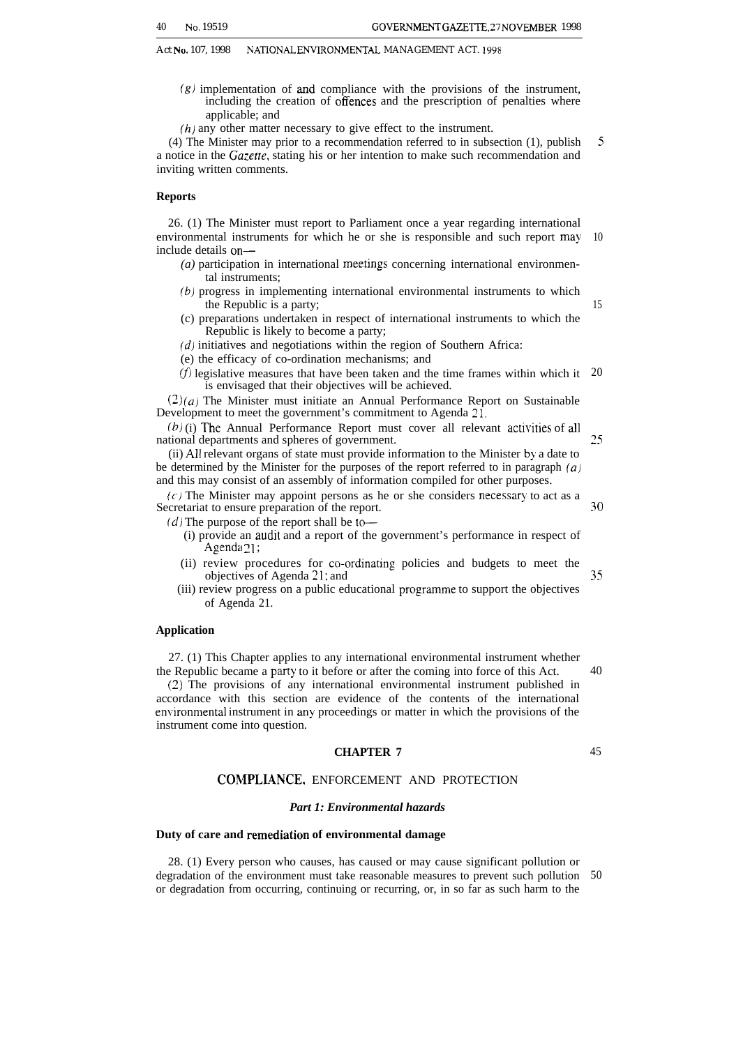(g) implementation of and compliance with the provisions of the instrument, including the creation of offences and the prescription of penalties where applicable; and

(h) any other matter necessary to give effect to the instrument.

(4) The Minister may prior to a recommendation referred to in subsection (1), publish a notice in the *Gazette*, stating his or her intention to make such recommendation and inviting written comments.

**Reports**

26. (1) The Minister must report to Parliament once a year regarding international environmental instruments for which he or she is responsible and such report may include details on—

(a) participation in international meetings concerning international environmental instruments;

(b) progress in implementing international environmental instruments to which the Republic is a party;

(c) preparations undertaken in respect of international instruments to which the Republic is likely to become a party;

(d) initiatives and negotiations within the region of Southern Africa:

(e) the efficacy of co-ordination mechanisms; and

(f) legislative measures that have been taken and the time frames within which it is envisaged that their objectives will be achieved.

(2)(a) The Minister must initiate an Annual Performance Report on Sustainable Development to meet the government's commitment to Agenda 21.

(b) (i) The Annual Performance Report must cover all relevant activities of all national departments and spheres of government.

(ii) All relevant organs of state must provide information to the Minister by a date to be determined by the Minister for the purposes of the report referred to in paragraph (a) and this may consist of an assembly of information compiled for other purposes.

(c) The Minister may appoint persons as he or she considers necessary to act as a Secretariat to ensure preparation of the report.

(d) The purpose of the report shall be to—

(i) provide an audit and a report of the government's performance in respect of Agenda 21;

(ii) review procedures for co-ordinating policies and budgets to meet the objectives of Agenda 21; and

(iii) review progress on a public educational programme to support the objectives of Agenda 21.

**Application**

27. (1) This Chapter applies to any international environmental instrument whether the Republic became a party to it before or after the coming into force of this Act.

(2) The provisions of any international environmental instrument published in accordance with this section are evidence of the contents of the international environmental instrument in any proceedings or matter in which the provisions of the instrument come into question.

## CHAPTER 7

## COMPLIANCE, ENFORCEMENT AND PROTECTION

### *Part 1: Environmental hazards*

**Duty of care and remediation of environmental damage**

28. (1) Every person who causes, has caused or may cause significant pollution or degradation of the environment must take reasonable measures to prevent such pollution or degradation from occurring, continuing or recurring, or, in so far as such harm to the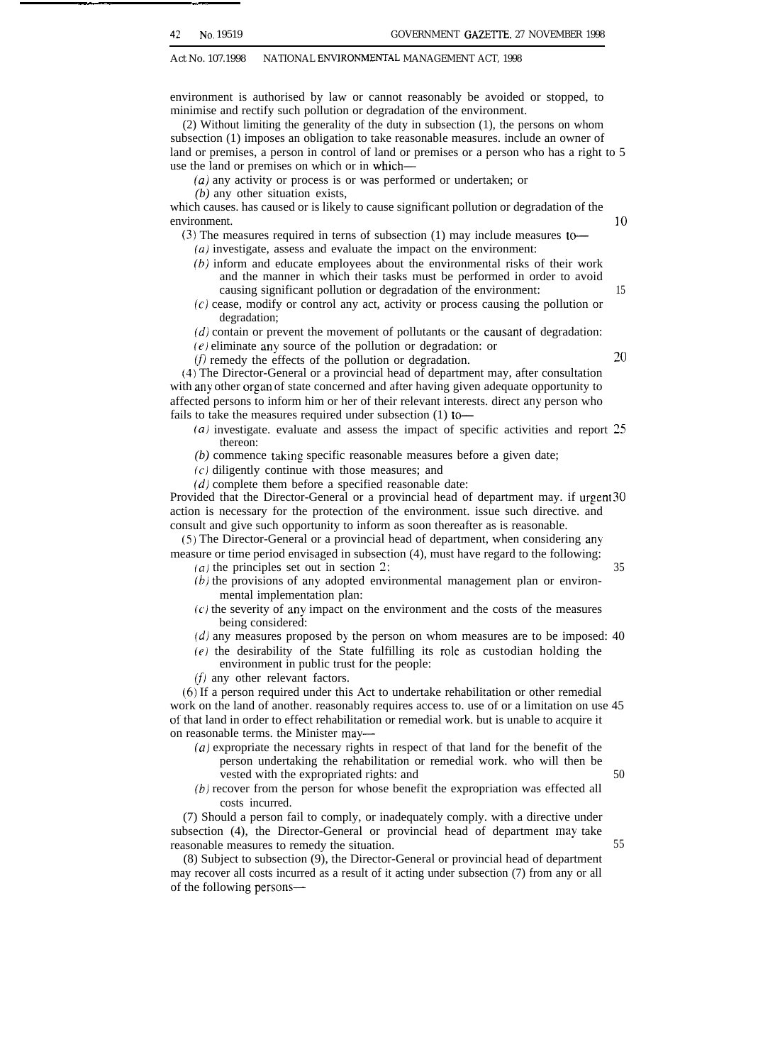environment is authorised by law or cannot reasonably be avoided or stopped, to minimise and rectify such pollution or degradation of the environment.

(2) Without limiting the generality of the duty in subsection (1), the persons on whom subsection (1) imposes an obligation to take reasonable measures. include an owner of land or premises, a person in control of land or premises or a person who has a right to use the land or premises on which or in which—

*(a)* any activity or process is or was performed or undertaken; or

*(b)* any other situation exists,

which causes. has caused or is likely to cause significant pollution or degradation of the environment.

(3) The measures required in terns of subsection (1) may include measures to—

*(a)* investigate, assess and evaluate the impact on the environment:

*(b)* inform and educate employees about the environmental risks of their work and the manner in which their tasks must be performed in order to avoid causing significant pollution or degradation of the environment:

*(c)* cease, modify or control any act, activity or process causing the pollution or degradation;

*(d)* contain or prevent the movement of pollutants or the causant of degradation:

*(e)* eliminate any source of the pollution or degradation: or

*(f)* remedy the effects of the pollution or degradation.

(4) The Director-General or a provincial head of department may, after consultation with any other organ of state concerned and after having given adequate opportunity to affected persons to inform him or her of their relevant interests. direct any person who fails to take the measures required under subsection (1) to—

*(a)* investigate. evaluate and assess the impact of specific activities and report thereon:

*(b)* commence taking specific reasonable measures before a given date;

*(c)* diligently continue with those measures; and

*(d)* complete them before a specified reasonable date:

Provided that the Director-General or a provincial head of department may. if urgent action is necessary for the protection of the environment. issue such directive. and consult and give such opportunity to inform as soon thereafter as is reasonable.

(5) The Director-General or a provincial head of department, when considering any measure or time period envisaged in subsection (4), must have regard to the following:

*(a)* the principles set out in section 2:

*(b)* the provisions of any adopted environmental management plan or environmental implementation plan:

*(c)* the severity of any impact on the environment and the costs of the measures being considered:

*(d)* any measures proposed by the person on whom measures are to be imposed:

*(e)* the desirability of the State fulfilling its role as custodian holding the environment in public trust for the people:

*(f)* any other relevant factors.

(6) If a person required under this Act to undertake rehabilitation or other remedial work on the land of another. reasonably requires access to. use of or a limitation on use of that land in order to effect rehabilitation or remedial work. but is unable to acquire it on reasonable terms. the Minister may—

*(a)* expropriate the necessary rights in respect of that land for the benefit of the person undertaking the rehabilitation or remedial work. who will then be vested with the expropriated rights: and

*(b)* recover from the person for whose benefit the expropriation was effected all costs incurred.

(7) Should a person fail to comply, or inadequately comply. with a directive under subsection (4), the Director-General or provincial head of department may take reasonable measures to remedy the situation.

(8) Subject to subsection (9), the Director-General or provincial head of department may recover all costs incurred as a result of it acting under subsection (7) from any or all of the following persons—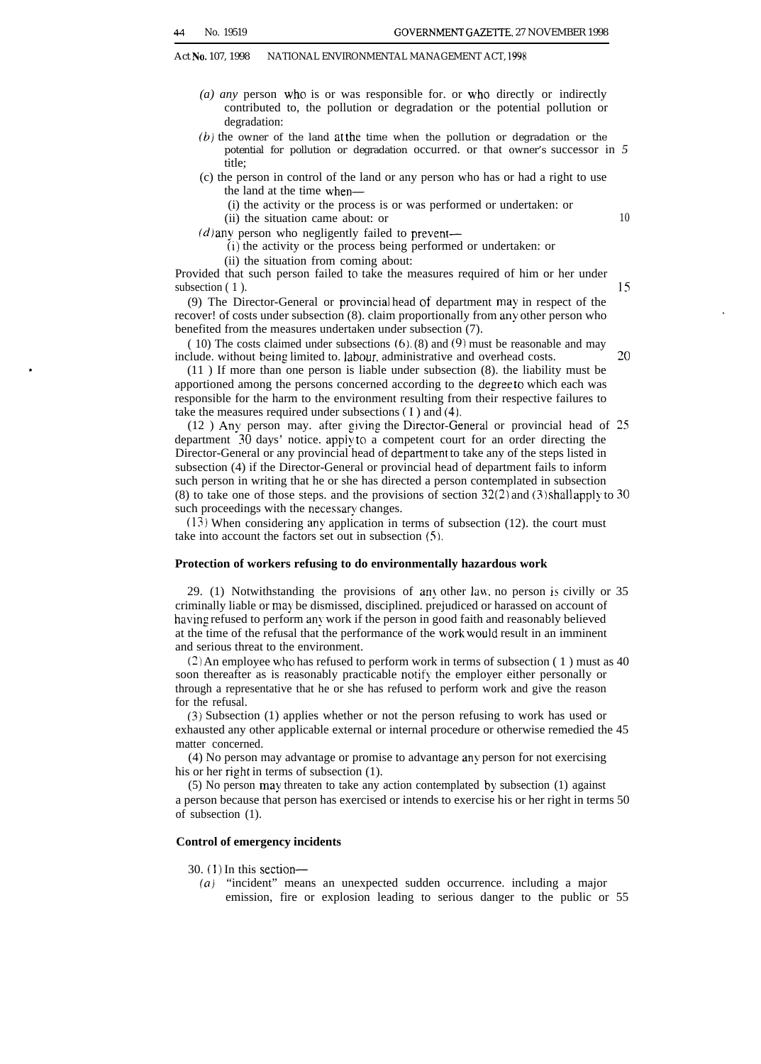(a) *any* person who is or was responsible for. or who directly or indirectly contributed to, the pollution or degradation or the potential pollution or degradation:

(b) the owner of the land at the time when the pollution or degradation or the potential for pollution or degradation occurred. or that owner's successor in title;

(c) the person in control of the land or any person who has or had a right to use the land at the time when—

(i) the activity or the process is or was performed or undertaken: or

(ii) the situation came about: or

(d) any person who negligently failed to prevent—

(i) the activity or the process being performed or undertaken: or

(ii) the situation from coming about:

Provided that such person failed to take the measures required of him or her under subsection (1).

(9) The Director-General or provincial head of department may in respect of the recover! of costs under subsection (8). claim proportionally from any other person who benefited from the measures undertaken under subsection (7).

(10) The costs claimed under subsections (6). (8) and (9) must be reasonable and may include. without being limited to. labour, administrative and overhead costs.

(11) If more than one person is liable under subsection (8). the liability must be apportioned among the persons concerned according to the degree to which each was responsible for the harm to the environment resulting from their respective failures to take the measures required under subsections (1) and (4).

(12) Any person may. after giving the Director-General or provincial head of department 30 days' notice. apply to a competent court for an order directing the Director-General or any provincial head of department to take any of the steps listed in subsection (4) if the Director-General or provincial head of department fails to inform such person in writing that he or she has directed a person contemplated in subsection (8) to take one of those steps. and the provisions of section 32(2) and (3) shall apply to such proceedings with the necessary changes.

(13) When considering any application in terms of subsection (12). the court must take into account the factors set out in subsection (5).

**Protection of workers refusing to do environmentally hazardous work**

29. (1) Notwithstanding the provisions of any other law, no person is civilly or criminally liable or may be dismissed, disciplined. prejudiced or harassed on account of having refused to perform any work if the person in good faith and reasonably believed at the time of the refusal that the performance of the work would result in an imminent and serious threat to the environment.

(2) An employee who has refused to perform work in terms of subsection (1) must as soon thereafter as is reasonably practicable notify the employer either personally or through a representative that he or she has refused to perform work and give the reason for the refusal.

(3) Subsection (1) applies whether or not the person refusing to work has used or exhausted any other applicable external or internal procedure or otherwise remedied the matter concerned.

(4) No person may advantage or promise to advantage any person for not exercising his or her right in terms of subsection (1).

(5) No person may threaten to take any action contemplated by subsection (1) against a person because that person has exercised or intends to exercise his or her right in terms of subsection (1).

**Control of emergency incidents**

30. (1) In this section—

(a) "incident" means an unexpected sudden occurrence. including a major emission, fire or explosion leading to serious danger to the public or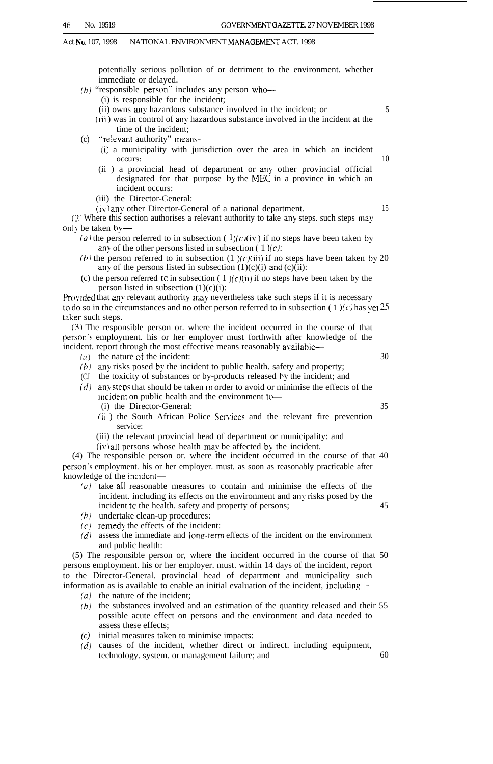potentially serious pollution of or detriment to the environment. whether immediate or delayed.

(b) "responsible person" includes any person who—

(i) is responsible for the incident;

(ii) owns any hazardous substance involved in the incident; or

(iii) was in control of any hazardous substance involved in the incident at the time of the incident;

(c) "relevant authority" means—

(i) a municipality with jurisdiction over the area in which an incident occurs:

(ii) a provincial head of department or any other provincial official designated for that purpose by the MEC in a province in which an incident occurs:

(iii) the Director-General:

(iv) any other Director-General of a national department.

(2) Where this section authorises a relevant authority to take any steps. such steps may only be taken by—

(a) the person referred to in subsection (1)(c)(iv) if no steps have been taken by any of the other persons listed in subsection (1)(c):

(b) the person referred to in subsection (1)(c)(iii) if no steps have been taken by any of the persons listed in subsection (1)(c)(i) and (c)(ii):

(c) the person referred to in subsection (1)(c)(ii) if no steps have been taken by the person listed in subsection (1)(c)(i):

Provided that any relevant authority may nevertheless take such steps if it is necessary to do so in the circumstances and no other person referred to in subsection (1)(c) has yet taken such steps.

(3) The responsible person or. where the incident occurred in the course of that person's employment. his or her employer must forthwith after knowledge of the incident. report through the most effective means reasonably available—

(a) the nature of the incident:

(b) any risks posed by the incident to public health. safety and property;

(c) the toxicity of substances or by-products released by the incident; and

(d) any steps that should be taken in order to avoid or minimise the effects of the incident on public health and the environment to—

(i) the Director-General:

(ii) the South African Police Services and the relevant fire prevention service:

(iii) the relevant provincial head of department or municipality: and

(iv) all persons whose health may be affected by the incident.

(4) The responsible person or. where the incident occurred in the course of that person's employment. his or her employer. must. as soon as reasonably practicable after knowledge of the incident—

(a) take all reasonable measures to contain and minimise the effects of the incident. including its effects on the environment and any risks posed by the incident to the health. safety and property of persons;

(b) undertake clean-up procedures:

(c) remedy the effects of the incident:

(d) assess the immediate and long-term effects of the incident on the environment and public health:

(5) The responsible person or, where the incident occurred in the course of that persons employment. his or her employer. must. within 14 days of the incident, report to the Director-General. provincial head of department and municipality such information as is available to enable an initial evaluation of the incident, including—

(a) the nature of the incident;

(b) the substances involved and an estimation of the quantity released and their possible acute effect on persons and the environment and data needed to assess these effects;

(c) initial measures taken to minimise impacts:

(d) causes of the incident, whether direct or indirect. including equipment, technology. system. or management failure; and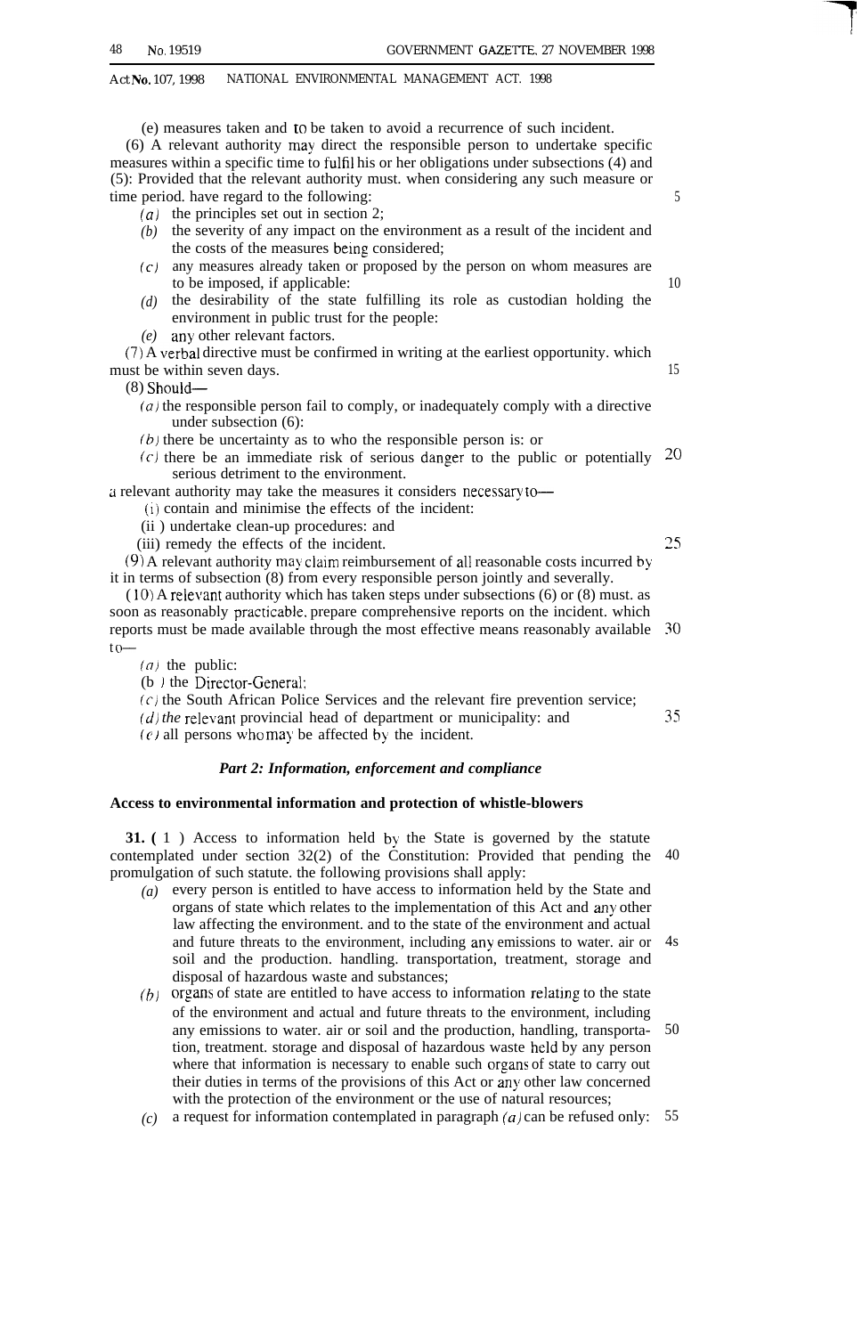(e) measures taken and to be taken to avoid a recurrence of such incident.

(6) A relevant authority may direct the responsible person to undertake specific measures within a specific time to fulfil his or her obligations under subsections (4) and (5): Provided that the relevant authority must. when considering any such measure or time period. have regard to the following:

*(a)* the principles set out in section 2;

*(b)* the severity of any impact on the environment as a result of the incident and the costs of the measures being considered;

*(c)* any measures already taken or proposed by the person on whom measures are to be imposed, if applicable:

*(d)* the desirability of the state fulfilling its role as custodian holding the environment in public trust for the people:

*(e)* any other relevant factors.

(7) A verbal directive must be confirmed in writing at the earliest opportunity. which must be within seven days.

(8) Should—

*(a)* the responsible person fail to comply, or inadequately comply with a directive under subsection (6):

*(b)* there be uncertainty as to who the responsible person is: or

*(c)* there be an immediate risk of serious danger to the public or potentially serious detriment to the environment.

a relevant authority may take the measures it considers necessary to—

(i) contain and minimise the effects of the incident:

(ii) undertake clean-up procedures: and

(iii) remedy the effects of the incident.

(9) A relevant authority may claim reimbursement of all reasonable costs incurred by it in terms of subsection (8) from every responsible person jointly and severally.

(10) A relevant authority which has taken steps under subsections (6) or (8) must. as soon as reasonably practicable. prepare comprehensive reports on the incident. which reports must be made available through the most effective means reasonably available to—

*(a)* the public:

*(b)* the Director-General;

*(c)* the South African Police Services and the relevant fire prevention service;

*(d)* the relevant provincial head of department or municipality: and

*(e)* all persons who may be affected by the incident.

### *Part 2: Information, enforcement and compliance*

**Access to environmental information and protection of whistle-blowers**

**31.** (1) Access to information held by the State is governed by the statute contemplated under section 32(2) of the Constitution: Provided that pending the promulgation of such statute. the following provisions shall apply:

*(a)* every person is entitled to have access to information held by the State and organs of state which relates to the implementation of this Act and any other law affecting the environment. and to the state of the environment and actual and future threats to the environment, including any emissions to water. air or soil and the production. handling. transportation, treatment, storage and disposal of hazardous waste and substances;

*(b)* organs of state are entitled to have access to information relating to the state of the environment and actual and future threats to the environment, including any emissions to water. air or soil and the production, handling, transportation, treatment. storage and disposal of hazardous waste held by any person where that information is necessary to enable such organs of state to carry out their duties in terms of the provisions of this Act or any other law concerned with the protection of the environment or the use of natural resources;

*(c)* a request for information contemplated in paragraph *(a)* can be refused only: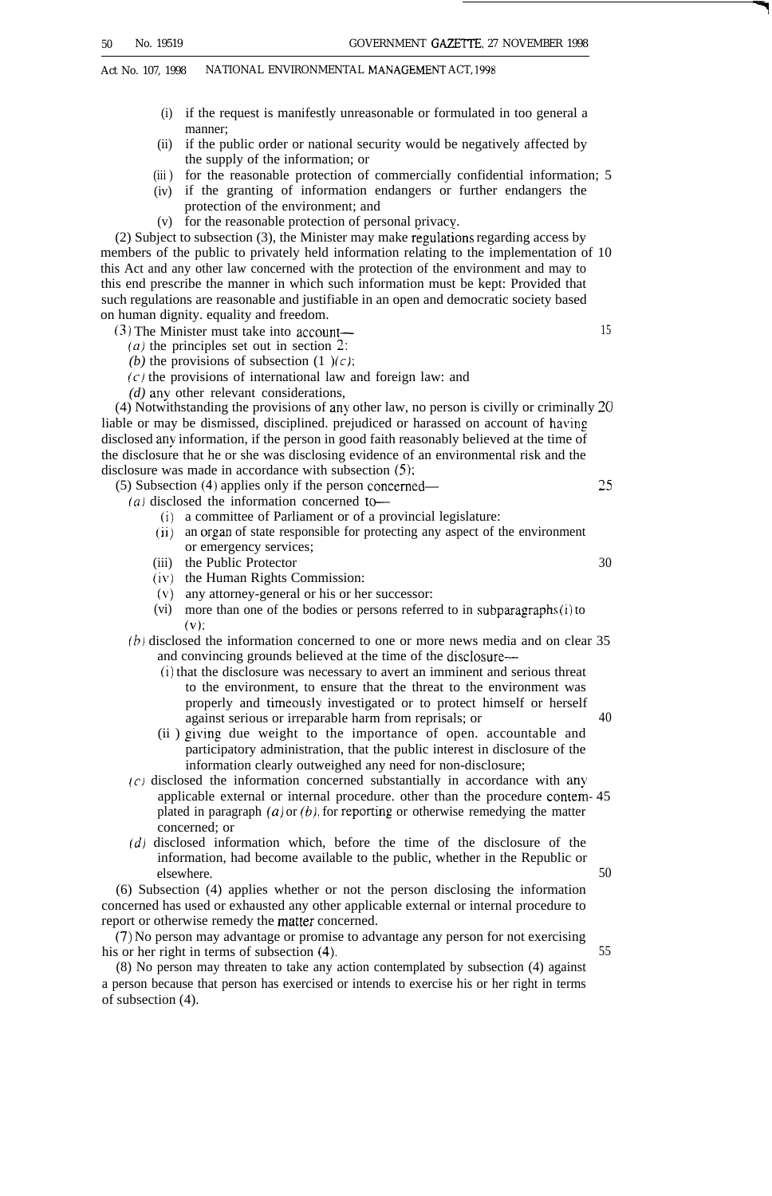(i) if the request is manifestly unreasonable or formulated in too general a manner;

(ii) if the public order or national security would be negatively affected by the supply of the information; or

(iii) for the reasonable protection of commercially confidential information;

(iv) if the granting of information endangers or further endangers the protection of the environment; and

(v) for the reasonable protection of personal privacy.

(2) Subject to subsection (3), the Minister may make regulations regarding access by members of the public to privately held information relating to the implementation of this Act and any other law concerned with the protection of the environment and may to this end prescribe the manner in which such information must be kept: Provided that such regulations are reasonable and justifiable in an open and democratic society based on human dignity. equality and freedom.

(3) The Minister must take into account—

*(a)* the principles set out in section 2:

*(b)* the provisions of subsection (1 )*(c)*:

*(c)* the provisions of international law and foreign law: and

*(d)* any other relevant considerations,

(4) Notwithstanding the provisions of any other law, no person is civilly or criminally liable or may be dismissed, disciplined. prejudiced or harassed on account of having disclosed any information, if the person in good faith reasonably believed at the time of the disclosure that he or she was disclosing evidence of an environmental risk and the disclosure was made in accordance with subsection (5);

(5) Subsection (4) applies only if the person concerned—

*(a)* disclosed the information concerned to—

(i) a committee of Parliament or of a provincial legislature:

(ii) an organ of state responsible for protecting any aspect of the environment or emergency services;

(iii) the Public Protector

(iv) the Human Rights Commission:

(v) any attorney-general or his or her successor:

(vi) more than one of the bodies or persons referred to in subparagraphs (i) to (v):

*(b)* disclosed the information concerned to one or more news media and on clear and convincing grounds believed at the time of the disclosure—

(i) that the disclosure was necessary to avert an imminent and serious threat to the environment, to ensure that the threat to the environment was properly and timeously investigated or to protect himself or herself against serious or irreparable harm from reprisals; or

(ii ) giving due weight to the importance of open. accountable and participatory administration, that the public interest in disclosure of the information clearly outweighed any need for non-disclosure;

*(c)* disclosed the information concerned substantially in accordance with any applicable external or internal procedure. other than the procedure contemplated in paragraph *(a)* or *(b)*, for reporting or otherwise remedying the matter concerned; or

*(d)* disclosed information which, before the time of the disclosure of the information, had become available to the public, whether in the Republic or elsewhere.

(6) Subsection (4) applies whether or not the person disclosing the information concerned has used or exhausted any other applicable external or internal procedure to report or otherwise remedy the matter concerned.

(7) No person may advantage or promise to advantage any person for not exercising his or her right in terms of subsection (4).

(8) No person may threaten to take any action contemplated by subsection (4) against a person because that person has exercised or intends to exercise his or her right in terms of subsection (4).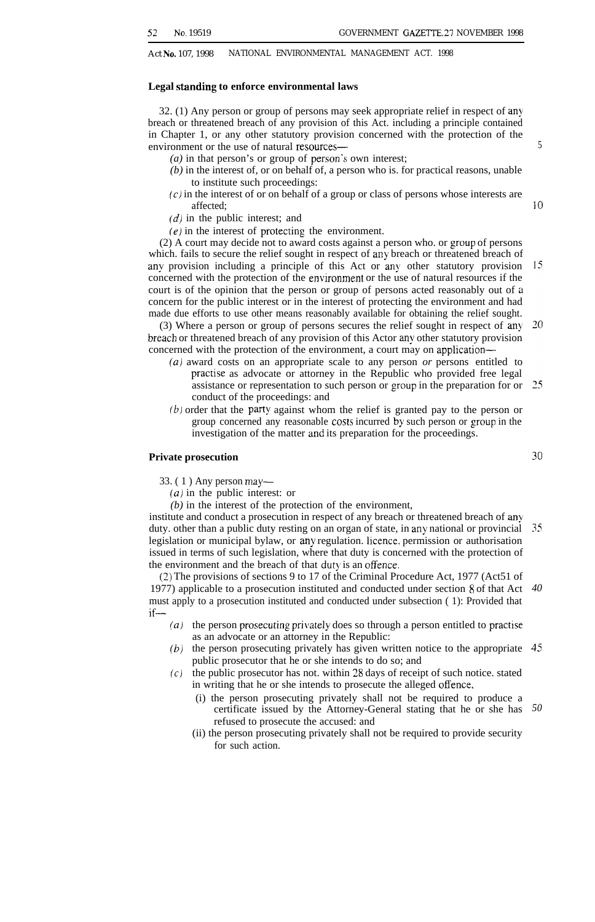**Legal standing to enforce environmental laws**

32. (1) Any person or group of persons may seek appropriate relief in respect of any breach or threatened breach of any provision of this Act. including a principle contained in Chapter 1, or any other statutory provision concerned with the protection of the environment or the use of natural resources—

*(a)* in that person's or group of person's own interest;

*(b)* in the interest of, or on behalf of, a person who is. for practical reasons, unable to institute such proceedings:

*(c)* in the interest of or on behalf of a group or class of persons whose interests are affected;

*(d)* in the public interest; and

*(e)* in the interest of protecting the environment.

(2) A court may decide not to award costs against a person who. or group of persons which. fails to secure the relief sought in respect of any breach or threatened breach of any provision including a principle of this Act or any other statutory provision concerned with the protection of the environment or the use of natural resources if the court is of the opinion that the person or group of persons acted reasonably out of a concern for the public interest or in the interest of protecting the environment and had made due efforts to use other means reasonably available for obtaining the relief sought.

(3) Where a person or group of persons secures the relief sought in respect of any breach or threatened breach of any provision of this Actor any other statutory provision concerned with the protection of the environment, a court may on application—

*(a)* award costs on an appropriate scale to any person *or* persons entitled to practise as advocate or attorney in the Republic who provided free legal assistance or representation to such person or group in the preparation for or conduct of the proceedings: and

*(b)* order that the party against whom the relief is granted pay to the person or group concerned any reasonable costs incurred by such person or group in the investigation of the matter and its preparation for the proceedings.

**Private prosecution**

33. ( 1 ) Any person may—

*(a)* in the public interest: or

*(b)* in the interest of the protection of the environment,

institute and conduct a prosecution in respect of any breach or threatened breach of any duty. other than a public duty resting on an organ of state, in any national or provincial legislation or municipal bylaw, or any regulation. licence. permission or authorisation issued in terms of such legislation, where that duty is concerned with the protection of the environment and the breach of that duty is an offence.

(2) The provisions of sections 9 to 17 of the Criminal Procedure Act, 1977 (Act51 of 1977) applicable to a prosecution instituted and conducted under section 8 of that Act must apply to a prosecution instituted and conducted under subsection ( 1): Provided that if—

*(a)* the person prosecuting privately does so through a person entitled to practise as an advocate or an attorney in the Republic:

*(b)* the person prosecuting privately has given written notice to the appropriate public prosecutor that he or she intends to do so; and

*(c)* the public prosecutor has not. within 28 days of receipt of such notice. stated in writing that he or she intends to prosecute the alleged offence,

(i) the person prosecuting privately shall not be required to produce a certificate issued by the Attorney-General stating that he or she has refused to prosecute the accused: and

(ii) the person prosecuting privately shall not be required to provide security for such action.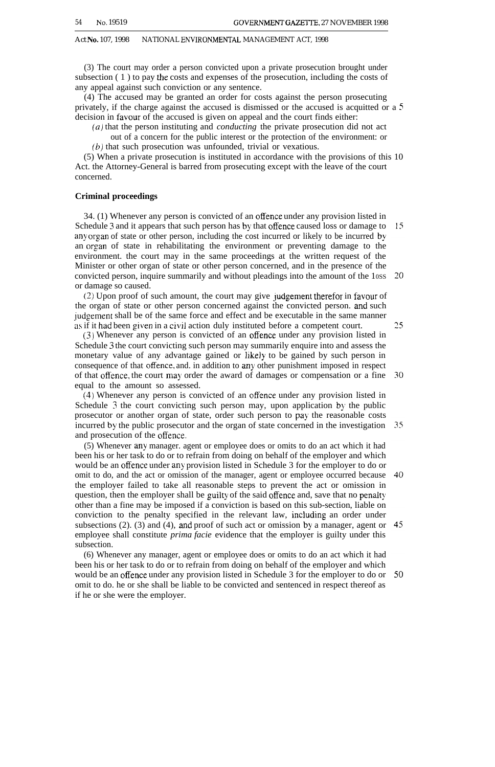(3) The court may order a person convicted upon a private prosecution brought under subsection (1) to pay the costs and expenses of the prosecution, including the costs of any appeal against such conviction or any sentence.

(4) The accused may be granted an order for costs against the person prosecuting privately, if the charge against the accused is dismissed or the accused is acquitted or a decision in favour of the accused is given on appeal and the court finds either:

*(a)* that the person instituting and *conducting* the private prosecution did not act out of a concern for the public interest or the protection of the environment: or

*(b)* that such prosecution was unfounded, trivial or vexatious.

(5) When a private prosecution is instituted in accordance with the provisions of this Act. the Attorney-General is barred from prosecuting except with the leave of the court concerned.

**Criminal proceedings**

34. (1) Whenever any person is convicted of an offence under any provision listed in Schedule 3 and it appears that such person has by that offence caused loss or damage to any organ of state or other person, including the cost incurred or likely to be incurred by an organ of state in rehabilitating the environment or preventing damage to the environment. the court may in the same proceedings at the written request of the Minister or other organ of state or other person concerned, and in the presence of the convicted person, inquire summarily and without pleadings into the amount of the loss or damage so caused.

(2) Upon proof of such amount, the court may give judgement therefor in favour of the organ of state or other person concerned against the convicted person. and such judgement shall be of the same force and effect and be executable in the same manner as if it had been given in a civil action duly instituted before a competent court.

(3) Whenever any person is convicted of an offence under any provision listed in Schedule 3 the court convicting such person may summarily enquire into and assess the monetary value of any advantage gained or likely to be gained by such person in consequence of that offence, and. in addition to any other punishment imposed in respect of that offence, the court may order the award of damages or compensation or a fine equal to the amount so assessed.

(4) Whenever any person is convicted of an offence under any provision listed in Schedule 3 the court convicting such person may, upon application by the public prosecutor or another organ of state, order such person to pay the reasonable costs incurred by the public prosecutor and the organ of state concerned in the investigation and prosecution of the offence.

(5) Whenever any manager. agent or employee does or omits to do an act which it had been his or her task to do or to refrain from doing on behalf of the employer and which would be an offence under any provision listed in Schedule 3 for the employer to do or omit to do, and the act or omission of the manager, agent or employee occurred because the employer failed to take all reasonable steps to prevent the act or omission in question, then the employer shall be guilty of the said offence and, save that no penalty other than a fine may be imposed if a conviction is based on this sub-section, liable on conviction to the penalty specified in the relevant law, including an order under subsections (2). (3) and (4), and proof of such act or omission by a manager, agent or employee shall constitute *prima facie* evidence that the employer is guilty under this subsection.

(6) Whenever any manager, agent or employee does or omits to do an act which it had been his or her task to do or to refrain from doing on behalf of the employer and which would be an offence under any provision listed in Schedule 3 for the employer to do or omit to do. he or she shall be liable to be convicted and sentenced in respect thereof as if he or she were the employer.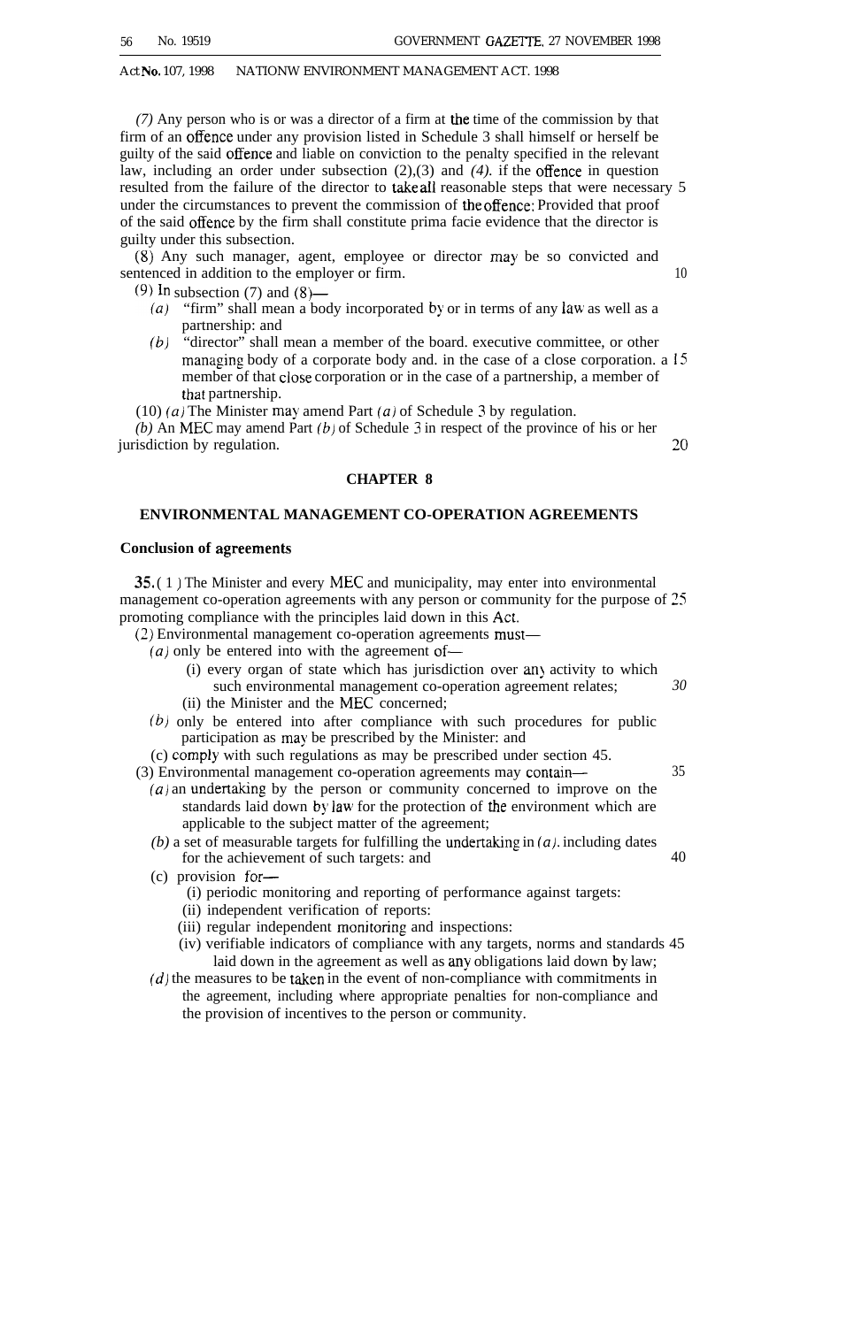*(7)* Any person who is or was a director of a firm at the time of the commission by that firm of an offence under any provision listed in Schedule 3 shall himself or herself be guilty of the said offence and liable on conviction to the penalty specified in the relevant law, including an order under subsection (2),(3) and *(4).* if the offence in question resulted from the failure of the director to take all reasonable steps that were necessary under the circumstances to prevent the commission of the offence: Provided that proof of the said offence by the firm shall constitute prima facie evidence that the director is guilty under this subsection.

(8) Any such manager, agent, employee or director may be so convicted and sentenced in addition to the employer or firm.

(9) In subsection (7) and (8)—

*(a)* "firm" shall mean a body incorporated by or in terms of any law as well as a partnership: and

*(b)* "director" shall mean a member of the board. executive committee, or other managing body of a corporate body and. in the case of a close corporation. a member of that close corporation or in the case of a partnership, a member of that partnership.

(10) *(a)* The Minister may amend Part *(a)* of Schedule 3 by regulation.

*(b)* An MEC may amend Part *(b)* of Schedule 3 in respect of the province of his or her jurisdiction by regulation.

## CHAPTER 8

## ENVIRONMENTAL MANAGEMENT CO-OPERATION AGREEMENTS

**Conclusion of agreements**

**35.** (1) The Minister and every MEC and municipality, may enter into environmental management co-operation agreements with any person or community for the purpose of promoting compliance with the principles laid down in this Act.

(2) Environmental management co-operation agreements must—

*(a)* only be entered into with the agreement of—

(i) every organ of state which has jurisdiction over any activity to which such environmental management co-operation agreement relates;

(ii) the Minister and the MEC concerned;

*(b)* only be entered into after compliance with such procedures for public participation as may be prescribed by the Minister: and

(c) comply with such regulations as may be prescribed under section 45.

(3) Environmental management co-operation agreements may contain—

*(a)* an undertaking by the person or community concerned to improve on the standards laid down by law for the protection of the environment which are applicable to the subject matter of the agreement;

*(b)* a set of measurable targets for fulfilling the undertaking in *(a)*. including dates for the achievement of such targets: and

(c) provision for—

(i) periodic monitoring and reporting of performance against targets:

(ii) independent verification of reports:

(iii) regular independent monitoring and inspections:

(iv) verifiable indicators of compliance with any targets, norms and standards laid down in the agreement as well as any obligations laid down by law;

*(d)* the measures to be taken in the event of non-compliance with commitments in the agreement, including where appropriate penalties for non-compliance and the provision of incentives to the person or community.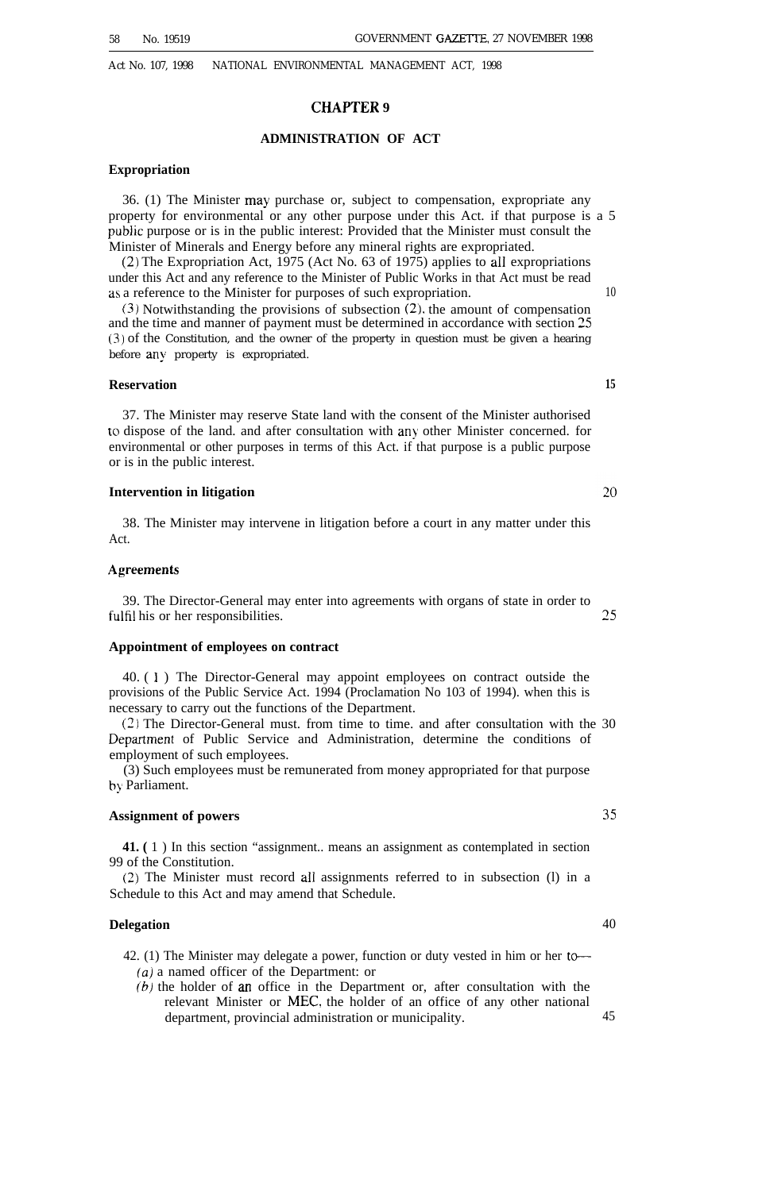## CHAPTER 9

### ADMINISTRATION OF ACT

**Expropriation**

36. (1) The Minister may purchase or, subject to compensation, expropriate any property for environmental or any other purpose under this Act. if that purpose is a public purpose or is in the public interest: Provided that the Minister must consult the Minister of Minerals and Energy before any mineral rights are expropriated.

(2) The Expropriation Act, 1975 (Act No. 63 of 1975) applies to all expropriations under this Act and any reference to the Minister of Public Works in that Act must be read as a reference to the Minister for purposes of such expropriation.

(3) Notwithstanding the provisions of subsection (2). the amount of compensation and the time and manner of payment must be determined in accordance with section 25 (3) of the Constitution, and the owner of the property in question must be given a hearing before any property is expropriated.

**Reservation**

37. The Minister may reserve State land with the consent of the Minister authorised to dispose of the land. and after consultation with any other Minister concerned. for environmental or other purposes in terms of this Act. if that purpose is a public purpose or is in the public interest.

**Intervention in litigation**

38. The Minister may intervene in litigation before a court in any matter under this Act.

**Agreements**

39. The Director-General may enter into agreements with organs of state in order to fulfil his or her responsibilities.

**Appointment of employees on contract**

40. (1) The Director-General may appoint employees on contract outside the provisions of the Public Service Act. 1994 (Proclamation No 103 of 1994). when this is necessary to carry out the functions of the Department.

(2) The Director-General must. from time to time. and after consultation with the Department of Public Service and Administration, determine the conditions of employment of such employees.

(3) Such employees must be remunerated from money appropriated for that purpose by Parliament.

**Assignment of powers**

**41.** (1) In this section "assignment.. means an assignment as contemplated in section 99 of the Constitution.

(2) The Minister must record all assignments referred to in subsection (l) in a Schedule to this Act and may amend that Schedule.

**Delegation**

42. (1) The Minister may delegate a power, function or duty vested in him or her to—

*(a)* a named officer of the Department: or

*(b)* the holder of an office in the Department or, after consultation with the relevant Minister or MEC, the holder of an office of any other national department, provincial administration or municipality.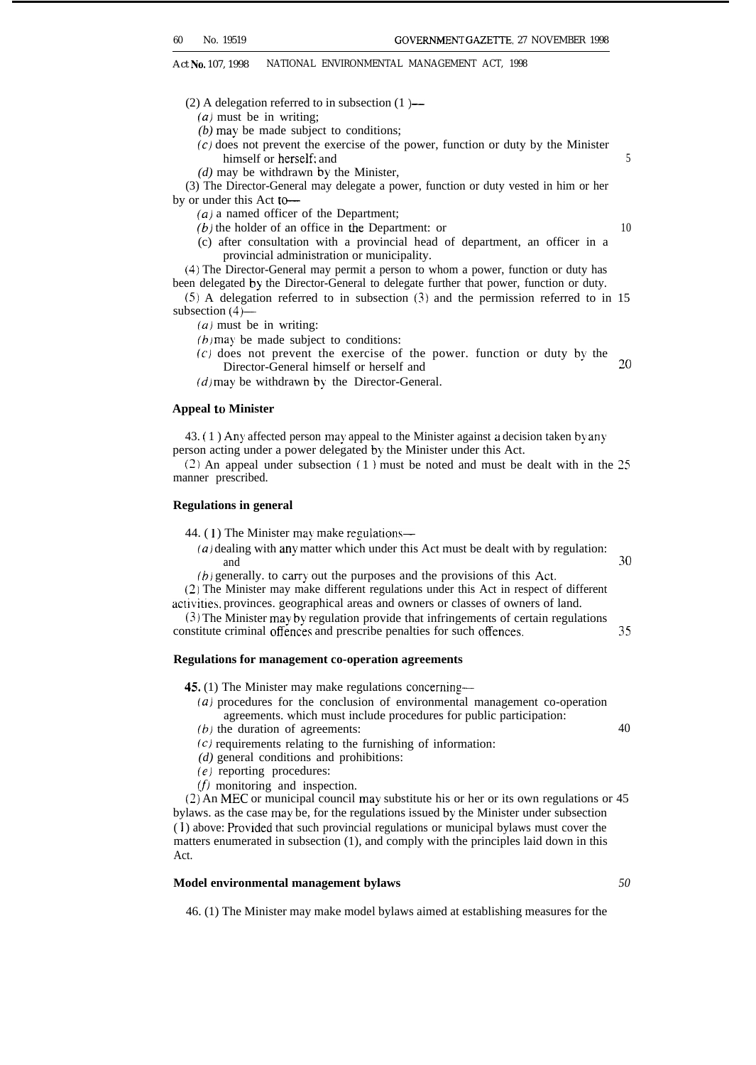(2) A delegation referred to in subsection (1)—

*(a)* must be in writing;

*(b)* may be made subject to conditions;

*(c)* does not prevent the exercise of the power, function or duty by the Minister himself or herself; and

*(d)* may be withdrawn by the Minister,

(3) The Director-General may delegate a power, function or duty vested in him or her by or under this Act to—

*(a)* a named officer of the Department;

*(b)* the holder of an office in the Department: or

(c) after consultation with a provincial head of department, an officer in a provincial administration or municipality.

(4) The Director-General may permit a person to whom a power, function or duty has been delegated by the Director-General to delegate further that power, function or duty.

(5) A delegation referred to in subsection (3) and the permission referred to in subsection (4)—

*(a)* must be in writing:

*(b)* may be made subject to conditions:

*(c)* does not prevent the exercise of the power. function or duty by the Director-General himself or herself and

*(d)* may be withdrawn by the Director-General.

**Appeal to Minister**

43. (1) Any affected person may appeal to the Minister against a decision taken by any person acting under a power delegated by the Minister under this Act.

(2) An appeal under subsection (1) must be noted and must be dealt with in the manner prescribed.

**Regulations in general**

44. (1) The Minister may make regulations—

*(a)* dealing with any matter which under this Act must be dealt with by regulation: and

*(b)* generally. to carry out the purposes and the provisions of this Act.

(2) The Minister may make different regulations under this Act in respect of different activities, provinces. geographical areas and owners or classes of owners of land.

(3) The Minister may by regulation provide that infringements of certain regulations constitute criminal offences and prescribe penalties for such offences.

**Regulations for management co-operation agreements**

**45.** (1) The Minister may make regulations concerning—

*(a)* procedures for the conclusion of environmental management co-operation agreements. which must include procedures for public participation:

*(b)* the duration of agreements:

*(c)* requirements relating to the furnishing of information:

*(d)* general conditions and prohibitions:

*(e)* reporting procedures:

*(f)* monitoring and inspection.

(2) An MEC or municipal council may substitute his or her or its own regulations or bylaws. as the case may be, for the regulations issued by the Minister under subsection (1) above: Provided that such provincial regulations or municipal bylaws must cover the matters enumerated in subsection (1), and comply with the principles laid down in this Act.

**Model environmental management bylaws**

46. (1) The Minister may make model bylaws aimed at establishing measures for the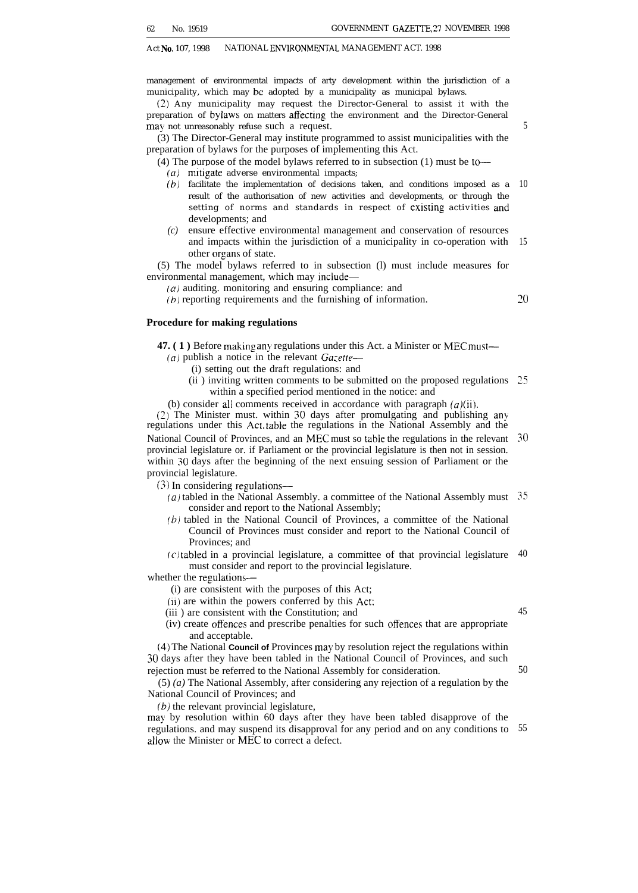management of environmental impacts of arty development within the jurisdiction of a municipality, which may be adopted by a municipality as municipal bylaws.

(2) Any municipality may request the Director-General to assist it with the preparation of bylaws on matters affecting the environment and the Director-General may not unreasonably refuse such a request.

(3) The Director-General may institute programmed to assist municipalities with the preparation of bylaws for the purposes of implementing this Act.

(4) The purpose of the model bylaws referred to in subsection (1) must be to—

*(a)* mitigate adverse environmental impacts;

*(b)* facilitate the implementation of decisions taken, and conditions imposed as a result of the authorisation of new activities and developments, or through the setting of norms and standards in respect of existing activities and developments; and

*(c)* ensure effective environmental management and conservation of resources and impacts within the jurisdiction of a municipality in co-operation with other organs of state.

(5) The model bylaws referred to in subsection (l) must include measures for environmental management, which may include—

*(a)* auditing. monitoring and ensuring compliance: and

*(b)* reporting requirements and the furnishing of information.

**Procedure for making regulations**

**47. (1)** Before making any regulations under this Act. a Minister or MEC must—

*(a)* publish a notice in the relevant *Gazette*—

(i) setting out the draft regulations: and

(ii) inviting written comments to be submitted on the proposed regulations within a specified period mentioned in the notice: and

(b) consider all comments received in accordance with paragraph *(a)*(ii).

(2) The Minister must. within 30 days after promulgating and publishing any regulations under this Act, table the regulations in the National Assembly and the National Council of Provinces, and an MEC must so table the regulations in the relevant provincial legislature or. if Parliament or the provincial legislature is then not in session. within 30 days after the beginning of the next ensuing session of Parliament or the provincial legislature.

(3) In considering regulations—

*(a)* tabled in the National Assembly. a committee of the National Assembly must consider and report to the National Assembly;

*(b)* tabled in the National Council of Provinces, a committee of the National Council of Provinces must consider and report to the National Council of Provinces; and

*(c)* tabled in a provincial legislature, a committee of that provincial legislature must consider and report to the provincial legislature.

whether the regulations—

(i) are consistent with the purposes of this Act;

(ii) are within the powers conferred by this Act;

(iii) are consistent with the Constitution; and

(iv) create offences and prescribe penalties for such offences that are appropriate and acceptable.

(4) The National Council of Provinces may by resolution reject the regulations within 30 days after they have been tabled in the National Council of Provinces, and such rejection must be referred to the National Assembly for consideration.

(5) *(a)* The National Assembly, after considering any rejection of a regulation by the National Council of Provinces; and

*(b)* the relevant provincial legislature,

may by resolution within 60 days after they have been tabled disapprove of the regulations. and may suspend its disapproval for any period and on any conditions to allow the Minister or MEC to correct a defect.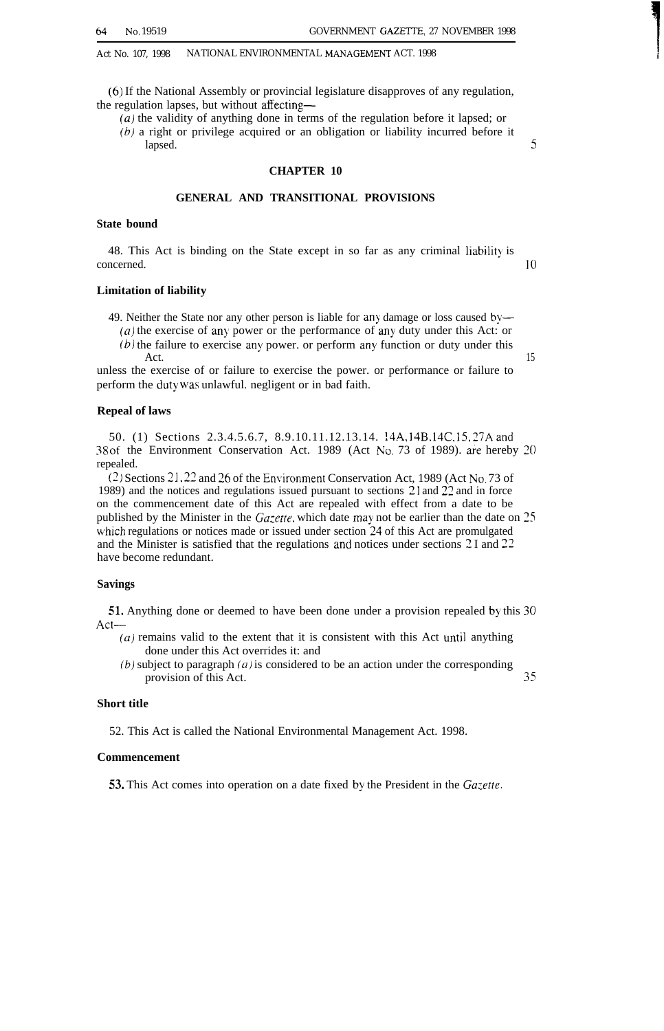(6) If the National Assembly or provincial legislature disapproves of any regulation, the regulation lapses, but without affecting—

(*a*) the validity of anything done in terms of the regulation before it lapsed; or

(*b*) a right or privilege acquired or an obligation or liability incurred before it lapsed.

## CHAPTER 10

## GENERAL AND TRANSITIONAL PROVISIONS

### State bound

48. This Act is binding on the State except in so far as any criminal liability is concerned.

### Limitation of liability

49. Neither the State nor any other person is liable for any damage or loss caused by—

(*a*) the exercise of any power or the performance of any duty under this Act: or

(*b*) the failure to exercise any power. or perform any function or duty under this Act.

unless the exercise of or failure to exercise the power. or performance or failure to perform the duty was unlawful. negligent or in bad faith.

### Repeal of laws

50. (1) Sections 2.3.4.5.6.7, 8.9.10.11.12.13.14. 14A,14B,14C,15,27A and 38 of the Environment Conservation Act. 1989 (Act No. 73 of 1989). are hereby repealed.

(2) Sections 21,22 and 26 of the Environment Conservation Act, 1989 (Act No. 73 of 1989) and the notices and regulations issued pursuant to sections 21 and 22 and in force on the commencement date of this Act are repealed with effect from a date to be published by the Minister in the *Gazette*, which date may not be earlier than the date on which regulations or notices made or issued under section 24 of this Act are promulgated and the Minister is satisfied that the regulations and notices under sections 21 and 22 have become redundant.

### Savings

51. Anything done or deemed to have been done under a provision repealed by this Act—

(*a*) remains valid to the extent that it is consistent with this Act until anything done under this Act overrides it: and

(*b*) subject to paragraph (*a*) is considered to be an action under the corresponding provision of this Act.

### Short title

52. This Act is called the National Environmental Management Act. 1998.

### Commencement

53. This Act comes into operation on a date fixed by the President in the *Gazette*.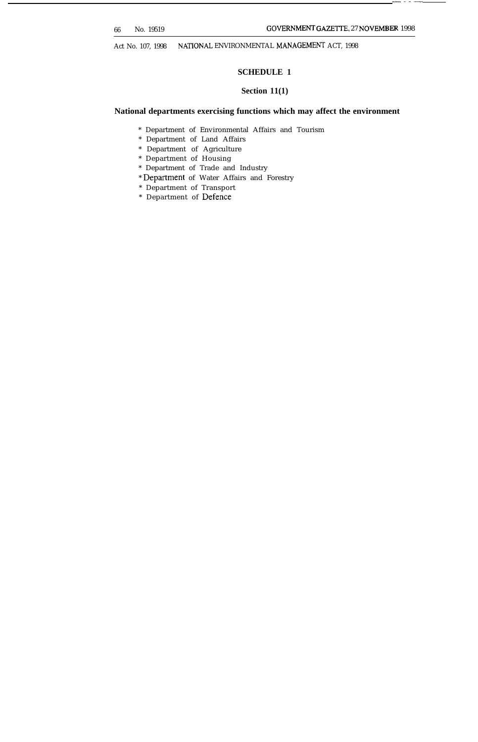## SCHEDULE 1

### Section 11(1)

### National departments exercising functions which may affect the environment

* Department of Environmental Affairs and Tourism
* Department of Land Affairs
* Department of Agriculture
* Department of Housing
* Department of Trade and Industry
* Department of Water Affairs and Forestry
* Department of Transport
* Department of Defence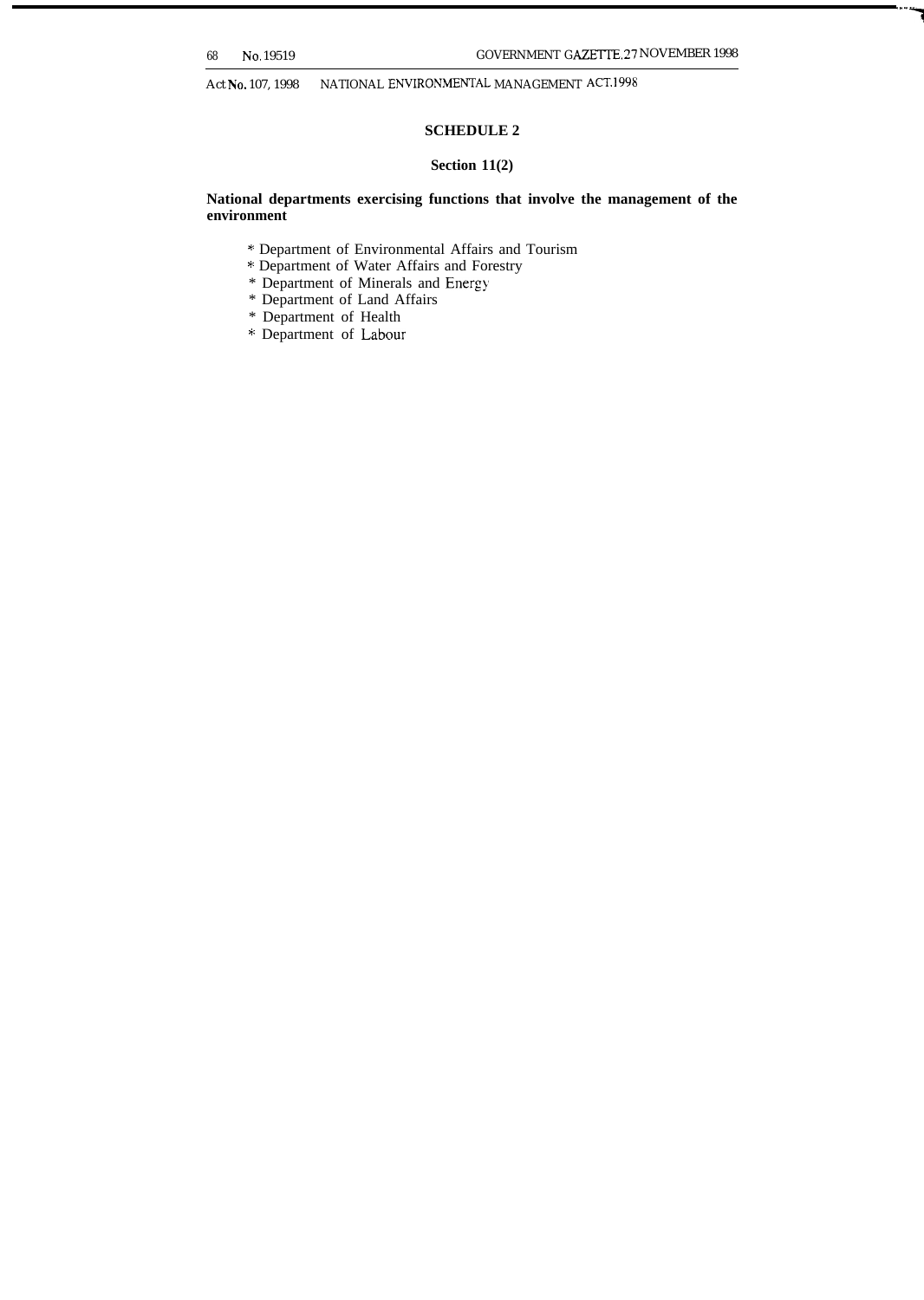## SCHEDULE 2

**Section 11(2)**

**National departments exercising functions that involve the management of the environment**

* Department of Environmental Affairs and Tourism
* Department of Water Affairs and Forestry
* Department of Minerals and Energy
* Department of Land Affairs
* Department of Health
* Department of Labour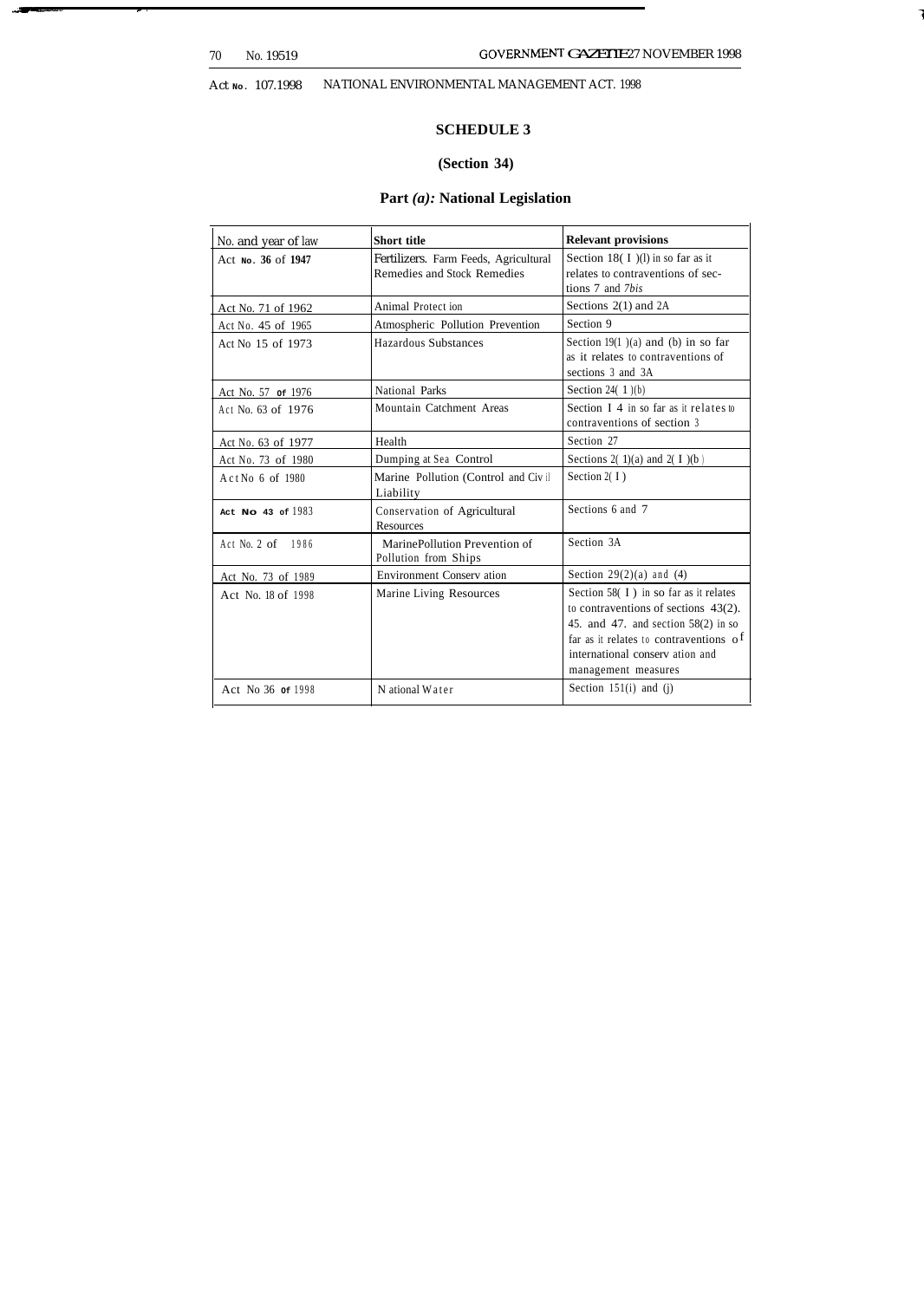## SCHEDULE 3

### (Section 34)

### Part *(a)*: National Legislation

| No. and year of law | Short title | Relevant provisions |
|---|---|---|
| Act No. 36 of 1947 | Fertilizers. Farm Feeds, Agricultural Remedies and Stock Remedies | Section 18(1)(l) in so far as it relates to contraventions of sections 7 and *7bis* |
| Act No. 71 of 1962 | Animal Protection | Sections 2(1) and 2A |
| Act No. 45 of 1965 | Atmospheric Pollution Prevention | Section 9 |
| Act No 15 of 1973 | Hazardous Substances | Section 19(1)(a) and (b) in so far as it relates to contraventions of sections 3 and 3A |
| Act No. 57 of 1976 | National Parks | Section 24(1)(b) |
| Act No. 63 of 1976 | Mountain Catchment Areas | Section 14 in so far as it relates to contraventions of section 3 |
| Act No. 63 of 1977 | Health | Section 27 |
| Act No. 73 of 1980 | Dumping at Sea Control | Sections 2(1)(a) and 2(1)(b) |
| Act No 6 of 1980 | Marine Pollution (Control and Civil Liability | Section 2(1) |
| Act No 43 of 1983 | Conservation of Agricultural Resources | Sections 6 and 7 |
| Act No. 2 of 1986 | Marine Pollution Prevention of Pollution from Ships | Section 3A |
| Act No. 73 of 1989 | Environment Conservation | Section 29(2)(a) and (4) |
| Act No. 18 of 1998 | Marine Living Resources | Section 58(1) in so far as it relates to contraventions of sections 43(2). 45. and 47. and section 58(2) in so far as it relates to contraventions of international conservation and management measures |
| Act No 36 of 1998 | National Water | Section 151(i) and (j) |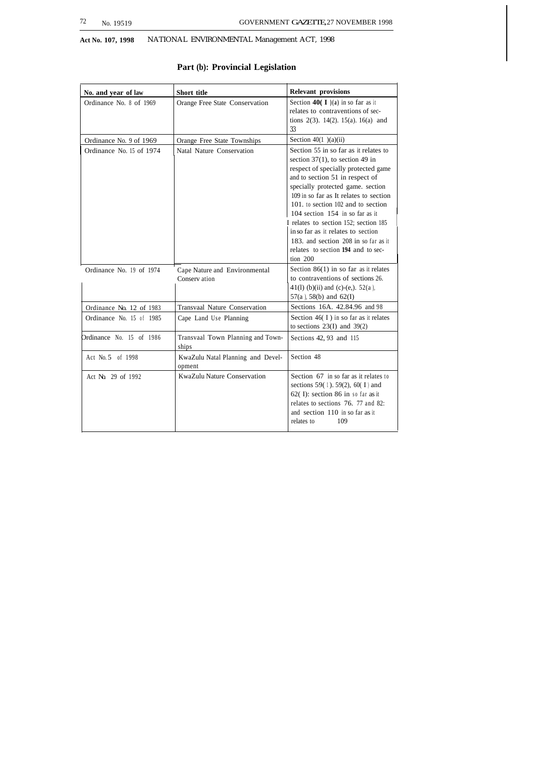## Part (b): Provincial Legislation

| No. and year of law | Short title | Relevant provisions |
|---|---|---|
| Ordinance No. 8 of 1969 | Orange Free State Conservation | Section **40(1)(a)** in so far as it relates to contraventions of sections 2(3). 14(2). 15(a). 16(a) and 33 |
| Ordinance No. 9 of 1969 | Orange Free State Townships | Section 40(1)(a)(ii) |
| Ordinance No. 15 of 1974 | Natal Nature Conservation | Section 55 in so far as it relates to section 37(1), to section 49 in respect of specially protected game and to section 51 in respect of specially protected game. section 109 in so far as It relates to section 101. to section 102 and to section 104 section 154 in so far as it relates to section 152; section 185 in so far as it relates to section 183. and section 208 in so far as it relates to section **194** and to section 200 |
| Ordinance No. 19 of 1974 | Cape Nature and Environmental Conservation | Section 86(1) in so far as it relates to contraventions of sections 26. 41(1) (b)(ii) and (c)-(e,). 52(a), 57(a), 58(b) and 62(1) |
| Ordinance No. 12 of 1983 | Transvaal Nature Conservation | Sections 16A. 42.84.96 and 98 |
| Ordinance No. 15 of 1985 | Cape Land Use Planning | Section 46(1) in so far as it relates to sections 23(1) and 39(2) |
| Ordinance No. 15 of 1986 | Transvaal Town Planning and Townships | Sections 42, 93 and 115 |
| Act No. 5 of 1998 | KwaZulu Natal Planning and Development | Section 48 |
| Act No. 29 of 1992 | KwaZulu Nature Conservation | Section 67 in so far as it relates to sections 59(1). 59(2), 60(1) and 62(1): section 86 in so far as it relates to sections 76. 77 and 82: and section 110 in so far as it relates to 109 |